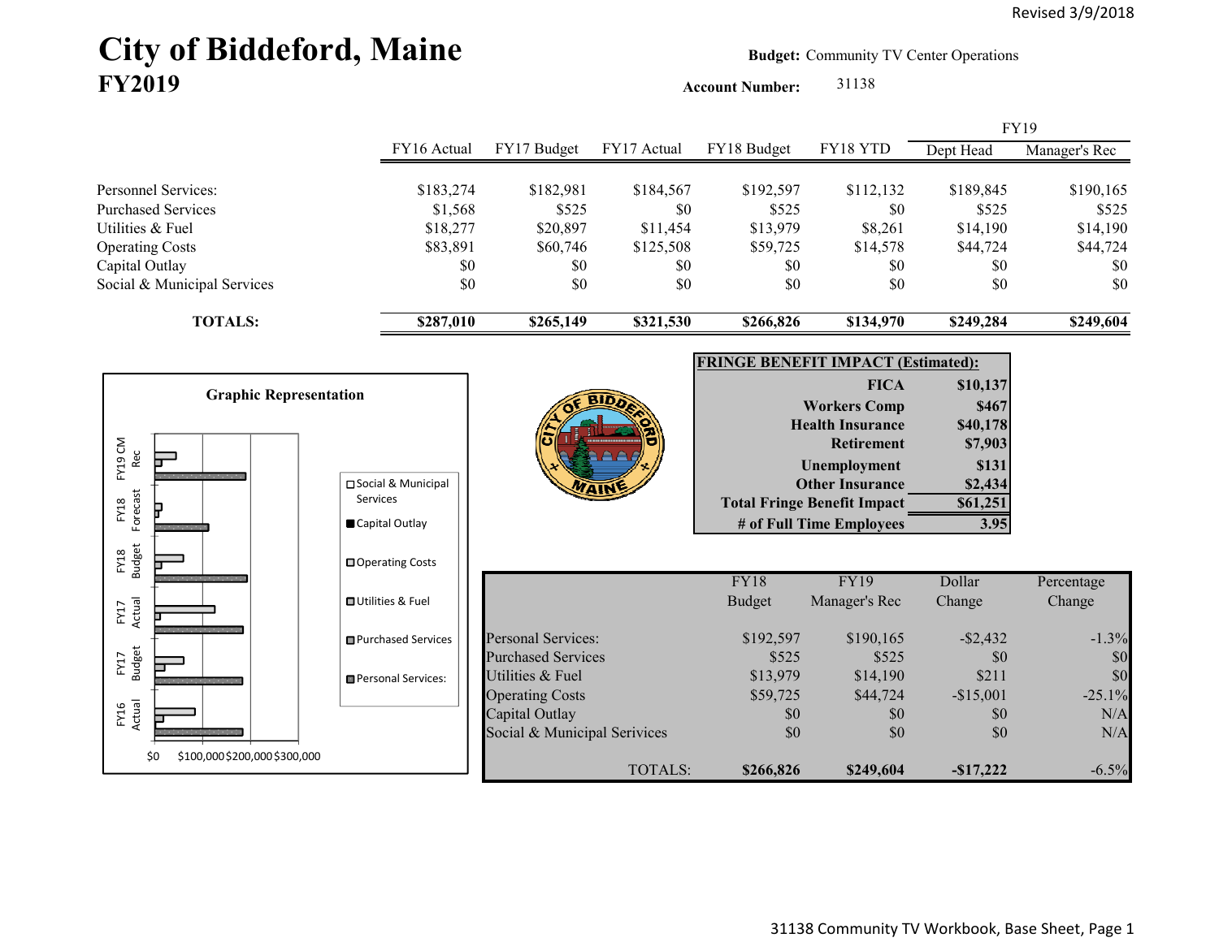Revised 3/9/2018

# City of Biddeford, Maine
## FY2019

**Budget:** Community TV Center Operations

**Account Number:** 31138

| | FY16 Actual | FY17 Budget | FY17 Actual | FY18 Budget | FY18 YTD | FY19 Dept Head | FY19 Manager's Rec |
|---|---|---|---|---|---|---|---|
| Personnel Services: | $183,274 | $182,981 | $184,567 | $192,597 | $112,132 | $189,845 | $190,165 |
| Purchased Services | $1,568 | $525 | $0 | $525 | $0 | $525 | $525 |
| Utilities & Fuel | $18,277 | $20,897 | $11,454 | $13,979 | $8,261 | $14,190 | $14,190 |
| Operating Costs | $83,891 | $60,746 | $125,508 | $59,725 | $14,578 | $44,724 | $44,724 |
| Capital Outlay | $0 | $0 | $0 | $0 | $0 | $0 | $0 |
| Social & Municipal Services | $0 | $0 | $0 | $0 | $0 | $0 | $0 |
| **TOTALS:** | **$287,010** | **$265,149** | **$321,530** | **$266,826** | **$134,970** | **$249,284** | **$249,604** |

**Graphic Representation**

| **FRINGE BENEFIT IMPACT (Estimated):** | |
|---|---|
| **FICA** | **$10,137** |
| **Workers Comp** | **$467** |
| **Health Insurance** | **$40,178** |
| **Retirement** | **$7,903** |
| **Unemployment** | **$131** |
| **Other Insurance** | **$2,434** |
| **Total Fringe Benefit Impact** | **$61,251** |
| **# of Full Time Employees** | **3.95** |

| | FY18 Budget | FY19 Manager's Rec | Dollar Change | Percentage Change |
|---|---|---|---|---|
| Personal Services: | $192,597 | $190,165 | -$2,432 | -1.3% |
| Purchased Services | $525 | $525 | $0 | $0 |
| Utilities & Fuel | $13,979 | $14,190 | $211 | $0 |
| Operating Costs | $59,725 | $44,724 | -$15,001 | -25.1% |
| Capital Outlay | $0 | $0 | $0 | N/A |
| Social & Municipal Services | $0 | $0 | $0 | N/A |
| TOTALS: | **$266,826** | **$249,604** | **-$17,222** | -6.5% |

31138 Community TV Workbook, Base Sheet, Page 1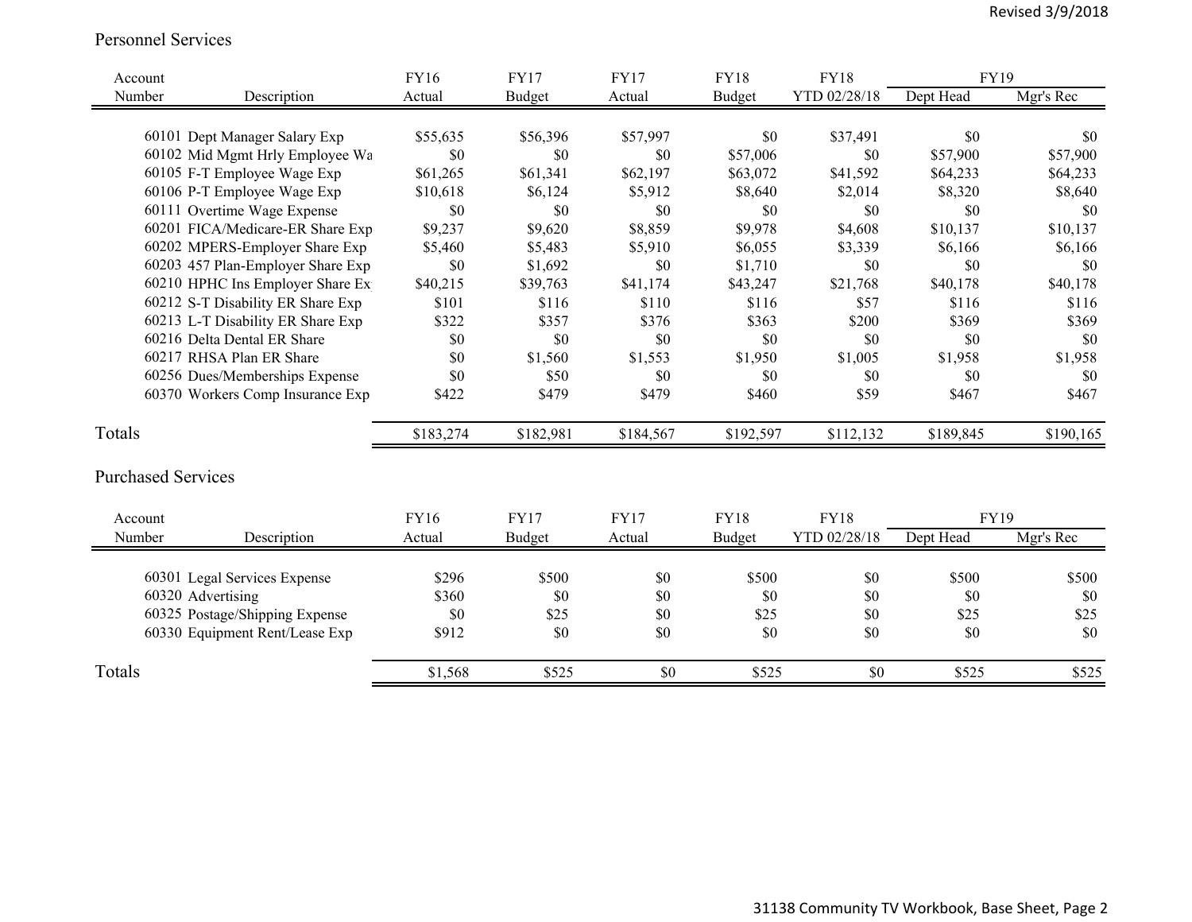## Personnel Services

| Account Number | Description | FY16 Actual | FY17 Budget | FY17 Actual | FY18 Budget | FY18 YTD 02/28/18 | FY19 Dept Head | FY19 Mgr's Rec |
|---|---|---|---|---|---|---|---|---|
| 60101 | Dept Manager Salary Exp | $55,635 | $56,396 | $57,997 | $0 | $37,491 | $0 | $0 |
| 60102 | Mid Mgmt Hrly Employee Wa | $0 | $0 | $0 | $57,006 | $0 | $57,900 | $57,900 |
| 60105 | F-T Employee Wage Exp | $61,265 | $61,341 | $62,197 | $63,072 | $41,592 | $64,233 | $64,233 |
| 60106 | P-T Employee Wage Exp | $10,618 | $6,124 | $5,912 | $8,640 | $2,014 | $8,320 | $8,640 |
| 60111 | Overtime Wage Expense | $0 | $0 | $0 | $0 | $0 | $0 | $0 |
| 60201 | FICA/Medicare-ER Share Exp | $9,237 | $9,620 | $8,859 | $9,978 | $4,608 | $10,137 | $10,137 |
| 60202 | MPERS-Employer Share Exp | $5,460 | $5,483 | $5,910 | $6,055 | $3,339 | $6,166 | $6,166 |
| 60203 | 457 Plan-Employer Share Exp | $0 | $1,692 | $0 | $1,710 | $0 | $0 | $0 |
| 60210 | HPHC Ins Employer Share Ex | $40,215 | $39,763 | $41,174 | $43,247 | $21,768 | $40,178 | $40,178 |
| 60212 | S-T Disability ER Share Exp | $101 | $116 | $110 | $116 | $57 | $116 | $116 |
| 60213 | L-T Disability ER Share Exp | $322 | $357 | $376 | $363 | $200 | $369 | $369 |
| 60216 | Delta Dental ER Share | $0 | $0 | $0 | $0 | $0 | $0 | $0 |
| 60217 | RHSA Plan ER Share | $0 | $1,560 | $1,553 | $1,950 | $1,005 | $1,958 | $1,958 |
| 60256 | Dues/Memberships Expense | $0 | $50 | $0 | $0 | $0 | $0 | $0 |
| 60370 | Workers Comp Insurance Exp | $422 | $479 | $479 | $460 | $59 | $467 | $467 |
| **Totals** | | $183,274 | $182,981 | $184,567 | $192,597 | $112,132 | $189,845 | $190,165 |

## Purchased Services

| Account Number | Description | FY16 Actual | FY17 Budget | FY17 Actual | FY18 Budget | FY18 YTD 02/28/18 | FY19 Dept Head | FY19 Mgr's Rec |
|---|---|---|---|---|---|---|---|---|
| 60301 | Legal Services Expense | $296 | $500 | $0 | $500 | $0 | $500 | $500 |
| 60320 | Advertising | $360 | $0 | $0 | $0 | $0 | $0 | $0 |
| 60325 | Postage/Shipping Expense | $0 | $25 | $0 | $25 | $0 | $25 | $25 |
| 60330 | Equipment Rent/Lease Exp | $912 | $0 | $0 | $0 | $0 | $0 | $0 |
| **Totals** | | $1,568 | $525 | $0 | $525 | $0 | $525 | $525 |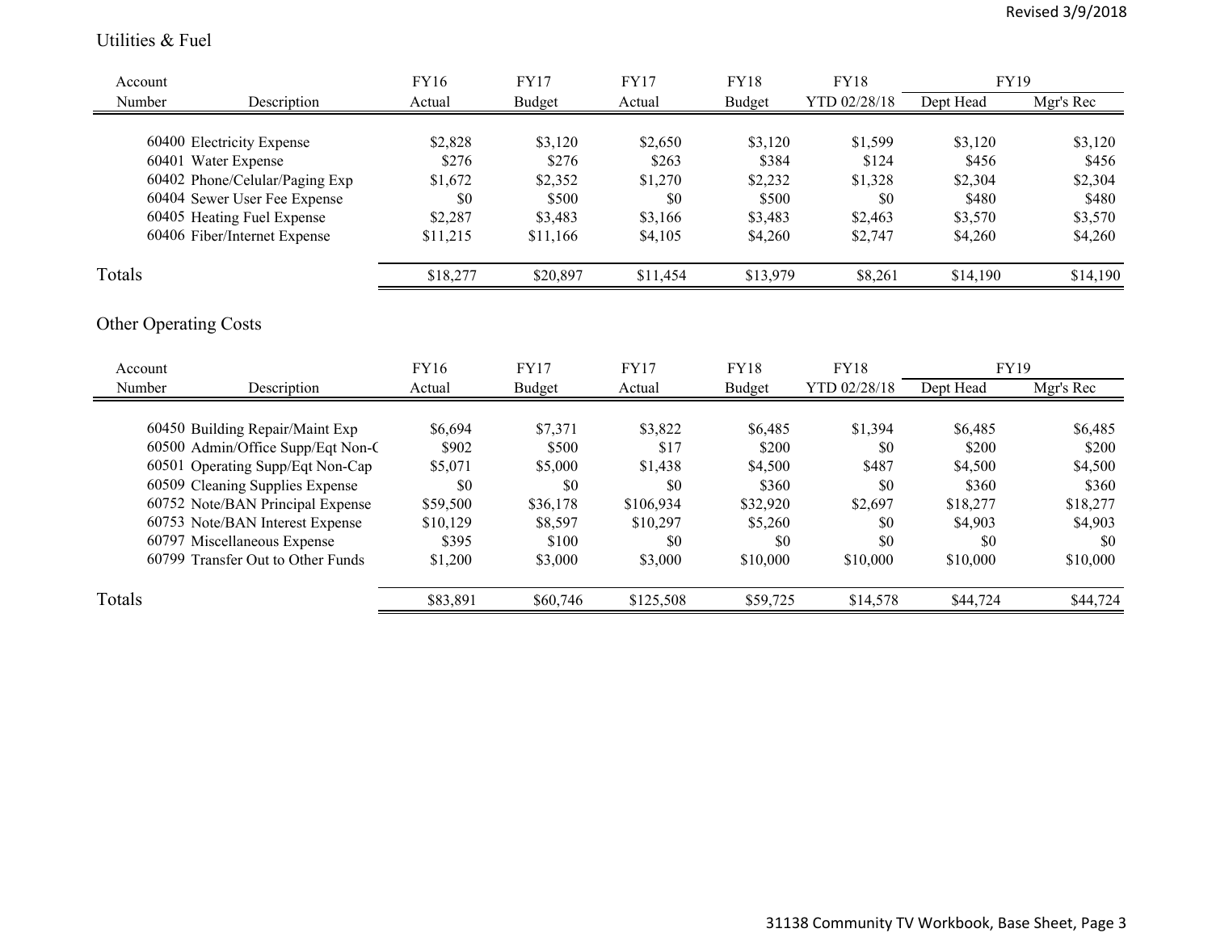Revised 3/9/2018

## Utilities & Fuel

| Account Number | Description | FY16 Actual | FY17 Budget | FY17 Actual | FY18 Budget | FY18 YTD 02/28/18 | FY19 Dept Head | FY19 Mgr's Rec |
|---|---|---|---|---|---|---|---|---|
| 60400 | Electricity Expense | $2,828 | $3,120 | $2,650 | $3,120 | $1,599 | $3,120 | $3,120 |
| 60401 | Water Expense | $276 | $276 | $263 | $384 | $124 | $456 | $456 |
| 60402 | Phone/Celular/Paging Exp | $1,672 | $2,352 | $1,270 | $2,232 | $1,328 | $2,304 | $2,304 |
| 60404 | Sewer User Fee Expense | $0 | $500 | $0 | $500 | $0 | $480 | $480 |
| 60405 | Heating Fuel Expense | $2,287 | $3,483 | $3,166 | $3,483 | $2,463 | $3,570 | $3,570 |
| 60406 | Fiber/Internet Expense | $11,215 | $11,166 | $4,105 | $4,260 | $2,747 | $4,260 | $4,260 |
| Totals | | $18,277 | $20,897 | $11,454 | $13,979 | $8,261 | $14,190 | $14,190 |

## Other Operating Costs

| Account Number | Description | FY16 Actual | FY17 Budget | FY17 Actual | FY18 Budget | FY18 YTD 02/28/18 | FY19 Dept Head | FY19 Mgr's Rec |
|---|---|---|---|---|---|---|---|---|
| 60450 | Building Repair/Maint Exp | $6,694 | $7,371 | $3,822 | $6,485 | $1,394 | $6,485 | $6,485 |
| 60500 | Admin/Office Supp/Eqt Non-C | $902 | $500 | $17 | $200 | $0 | $200 | $200 |
| 60501 | Operating Supp/Eqt Non-Cap | $5,071 | $5,000 | $1,438 | $4,500 | $487 | $4,500 | $4,500 |
| 60509 | Cleaning Supplies Expense | $0 | $0 | $0 | $360 | $0 | $360 | $360 |
| 60752 | Note/BAN Principal Expense | $59,500 | $36,178 | $106,934 | $32,920 | $2,697 | $18,277 | $18,277 |
| 60753 | Note/BAN Interest Expense | $10,129 | $8,597 | $10,297 | $5,260 | $0 | $4,903 | $4,903 |
| 60797 | Miscellaneous Expense | $395 | $100 | $0 | $0 | $0 | $0 | $0 |
| 60799 | Transfer Out to Other Funds | $1,200 | $3,000 | $3,000 | $10,000 | $10,000 | $10,000 | $10,000 |
| Totals | | $83,891 | $60,746 | $125,508 | $59,725 | $14,578 | $44,724 | $44,724 |

31138 Community TV Workbook, Base Sheet, Page 3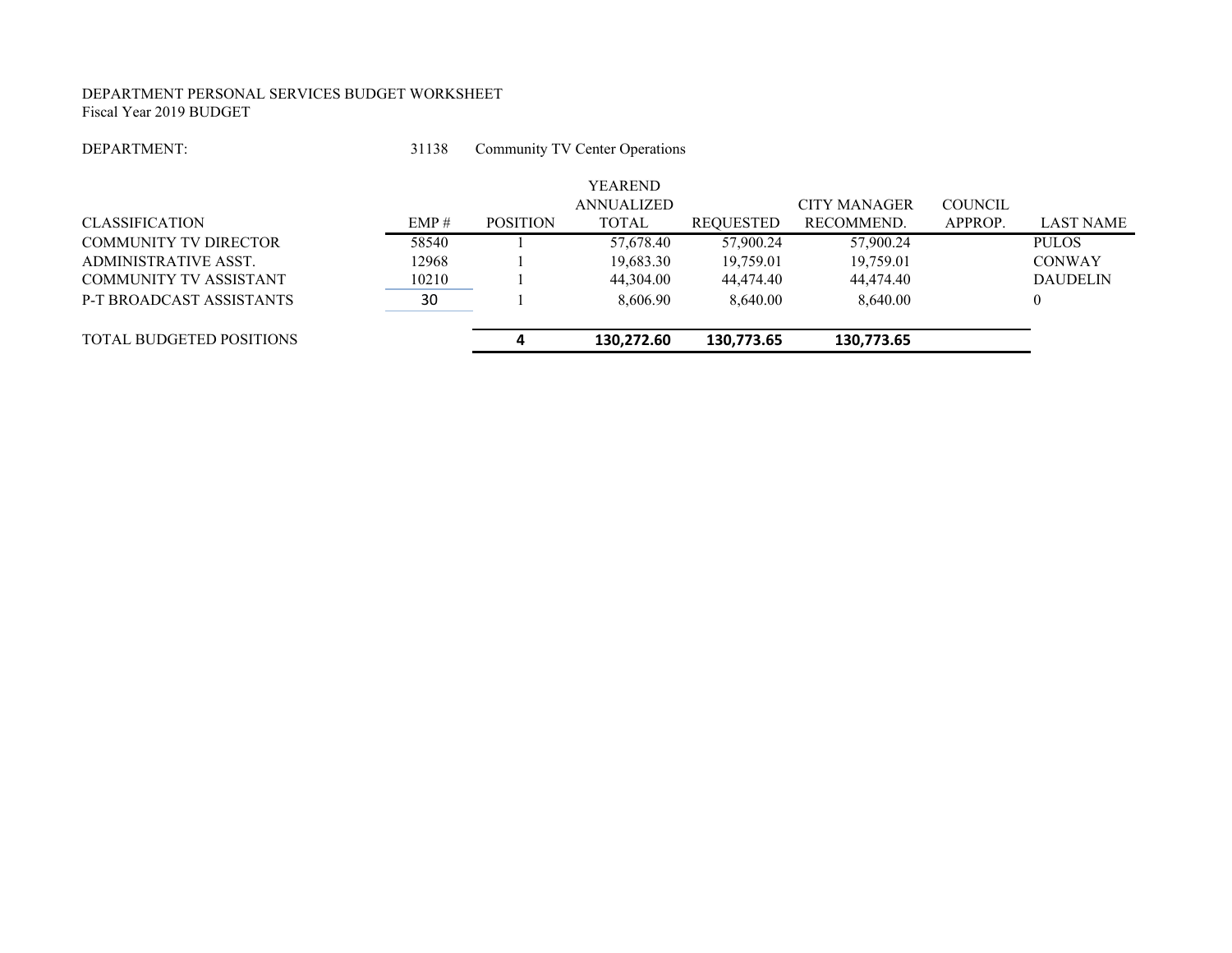DEPARTMENT PERSONAL SERVICES BUDGET WORKSHEET
Fiscal Year 2019 BUDGET

DEPARTMENT: 31138 Community TV Center Operations

| CLASSIFICATION | EMP # | POSITION | YEAREND ANNUALIZED TOTAL | REQUESTED | CITY MANAGER RECOMMEND. | COUNCIL APPROP. | LAST NAME |
|---|---|---|---|---|---|---|---|
| COMMUNITY TV DIRECTOR | 58540 | 1 | 57,678.40 | 57,900.24 | 57,900.24 | | PULOS |
| ADMINISTRATIVE ASST. | 12968 | 1 | 19,683.30 | 19,759.01 | 19,759.01 | | CONWAY |
| COMMUNITY TV ASSISTANT | 10210 | 1 | 44,304.00 | 44,474.40 | 44,474.40 | | DAUDELIN |
| P-T BROADCAST ASSISTANTS | 30 | 1 | 8,606.90 | 8,640.00 | 8,640.00 | | 0 |
| TOTAL BUDGETED POSITIONS | | **4** | **130,272.60** | **130,773.65** | **130,773.65** | | |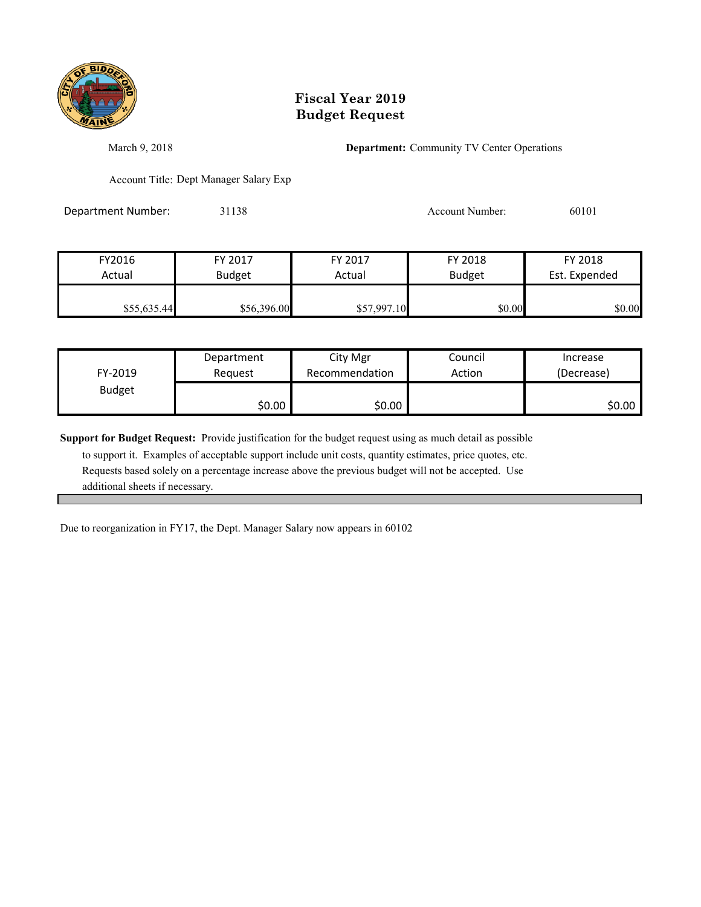# Fiscal Year 2019
# Budget Request

March 9, 2018

**Department:** Community TV Center Operations

Account Title: Dept Manager Salary Exp

Department Number: 31138

Account Number: 60101

| FY2016 Actual | FY 2017 Budget | FY 2017 Actual | FY 2018 Budget | FY 2018 Est. Expended |
|---|---|---|---|---|
| $55,635.44 | $56,396.00 | $57,997.10 | $0.00 | $0.00 |

| FY-2019 Budget | Department Request | City Mgr Recommendation | Council Action | Increase (Decrease) |
|---|---|---|---|---|
| | $0.00 | $0.00 | | $0.00 |

**Support for Budget Request:** Provide justification for the budget request using as much detail as possible to support it. Examples of acceptable support include unit costs, quantity estimates, price quotes, etc. Requests based solely on a percentage increase above the previous budget will not be accepted. Use additional sheets if necessary.

Due to reorganization in FY17, the Dept. Manager Salary now appears in 60102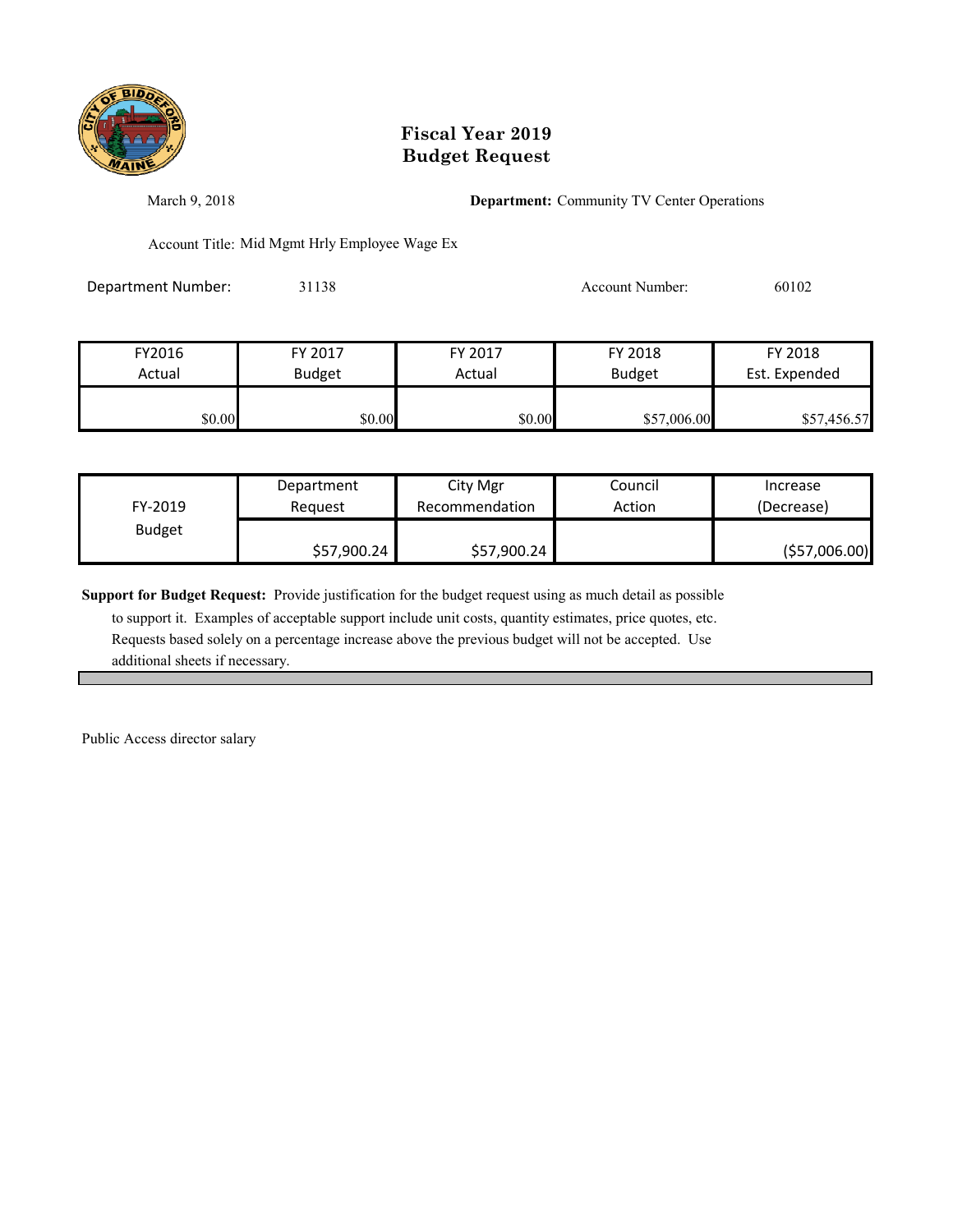# Fiscal Year 2019
# Budget Request

March 9, 2018

**Department:** Community TV Center Operations

Account Title: Mid Mgmt Hrly Employee Wage Ex

Department Number: 31138

Account Number: 60102

| FY2016 Actual | FY 2017 Budget | FY 2017 Actual | FY 2018 Budget | FY 2018 Est. Expended |
|---|---|---|---|---|
| $0.00 | $0.00 | $0.00 | $57,006.00 | $57,456.57 |

| FY-2019 Budget | Department Request | City Mgr Recommendation | Council Action | Increase (Decrease) |
|---|---|---|---|---|
| | $57,900.24 | $57,900.24 | | ($57,006.00) |

**Support for Budget Request:** Provide justification for the budget request using as much detail as possible to support it. Examples of acceptable support include unit costs, quantity estimates, price quotes, etc. Requests based solely on a percentage increase above the previous budget will not be accepted. Use additional sheets if necessary.

Public Access director salary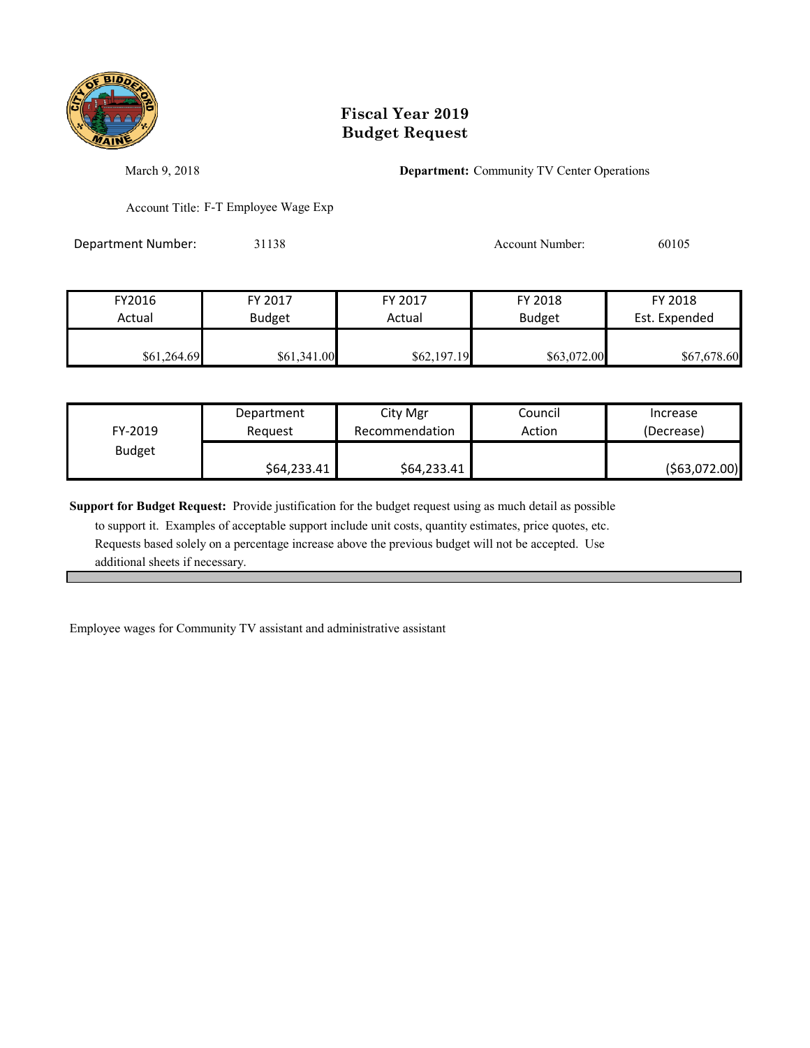# Fiscal Year 2019
# Budget Request

March 9, 2018

**Department:** Community TV Center Operations

Account Title: F-T Employee Wage Exp

Department Number: 31138

Account Number: 60105

| FY2016 Actual | FY 2017 Budget | FY 2017 Actual | FY 2018 Budget | FY 2018 Est. Expended |
|---|---|---|---|---|
| $61,264.69 | $61,341.00 | $62,197.19 | $63,072.00 | $67,678.60 |

| FY-2019 Budget | Department Request | City Mgr Recommendation | Council Action | Increase (Decrease) |
|---|---|---|---|---|
| | $64,233.41 | $64,233.41 | | ($63,072.00) |

**Support for Budget Request:** Provide justification for the budget request using as much detail as possible to support it. Examples of acceptable support include unit costs, quantity estimates, price quotes, etc. Requests based solely on a percentage increase above the previous budget will not be accepted. Use additional sheets if necessary.

Employee wages for Community TV assistant and administrative assistant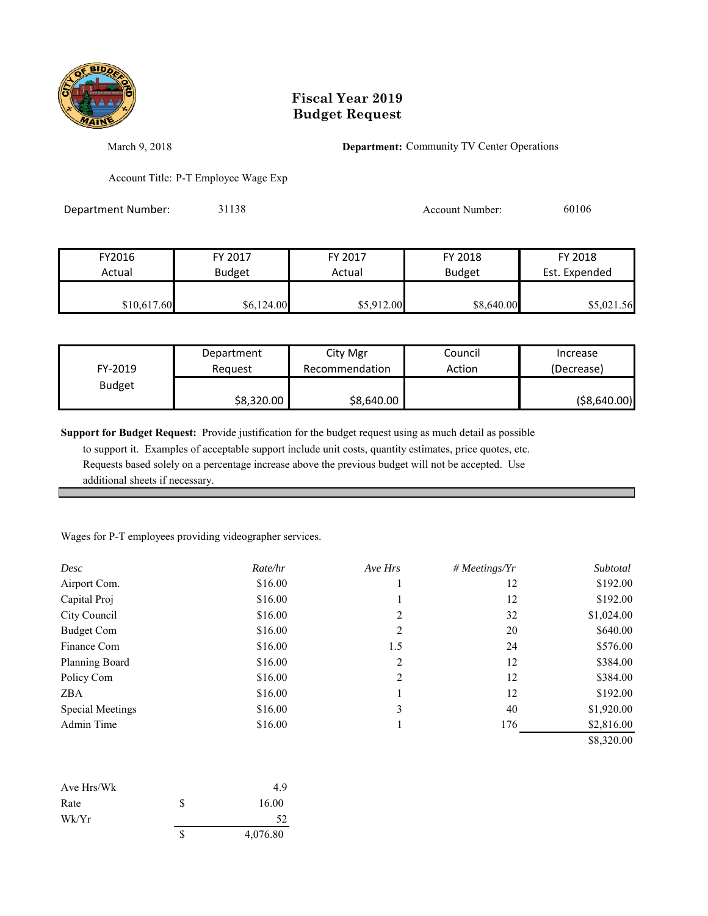# Fiscal Year 2019
# Budget Request

March 9, 2018

**Department:** Community TV Center Operations

Account Title: P-T Employee Wage Exp

Department Number: 31138

Account Number: 60106

| FY2016 Actual | FY 2017 Budget | FY 2017 Actual | FY 2018 Budget | FY 2018 Est. Expended |
|---|---|---|---|---|
| $10,617.60 | $6,124.00 | $5,912.00 | $8,640.00 | $5,021.56 |

| FY-2019 Budget | Department Request | City Mgr Recommendation | Council Action | Increase (Decrease) |
|---|---|---|---|---|
| | $8,320.00 | $8,640.00 | | ($8,640.00) |

**Support for Budget Request:** Provide justification for the budget request using as much detail as possible to support it. Examples of acceptable support include unit costs, quantity estimates, price quotes, etc. Requests based solely on a percentage increase above the previous budget will not be accepted. Use additional sheets if necessary.

Wages for P-T employees providing videographer services.

| *Desc* | *Rate/hr* | *Ave Hrs* | *# Meetings/Yr* | *Subtotal* |
|---|---|---|---|---|
| Airport Com. | $16.00 | 1 | 12 | $192.00 |
| Capital Proj | $16.00 | 1 | 12 | $192.00 |
| City Council | $16.00 | 2 | 32 | $1,024.00 |
| Budget Com | $16.00 | 2 | 20 | $640.00 |
| Finance Com | $16.00 | 1.5 | 24 | $576.00 |
| Planning Board | $16.00 | 2 | 12 | $384.00 |
| Policy Com | $16.00 | 2 | 12 | $384.00 |
| ZBA | $16.00 | 1 | 12 | $192.00 |
| Special Meetings | $16.00 | 3 | 40 | $1,920.00 |
| Admin Time | $16.00 | 1 | 176 | $2,816.00 |
| | | | | $8,320.00 |

| | | |
|---|---|---|
| Ave Hrs/Wk | | 4.9 |
| Rate | $ | 16.00 |
| Wk/Yr | | 52 |
| | $ | 4,076.80 |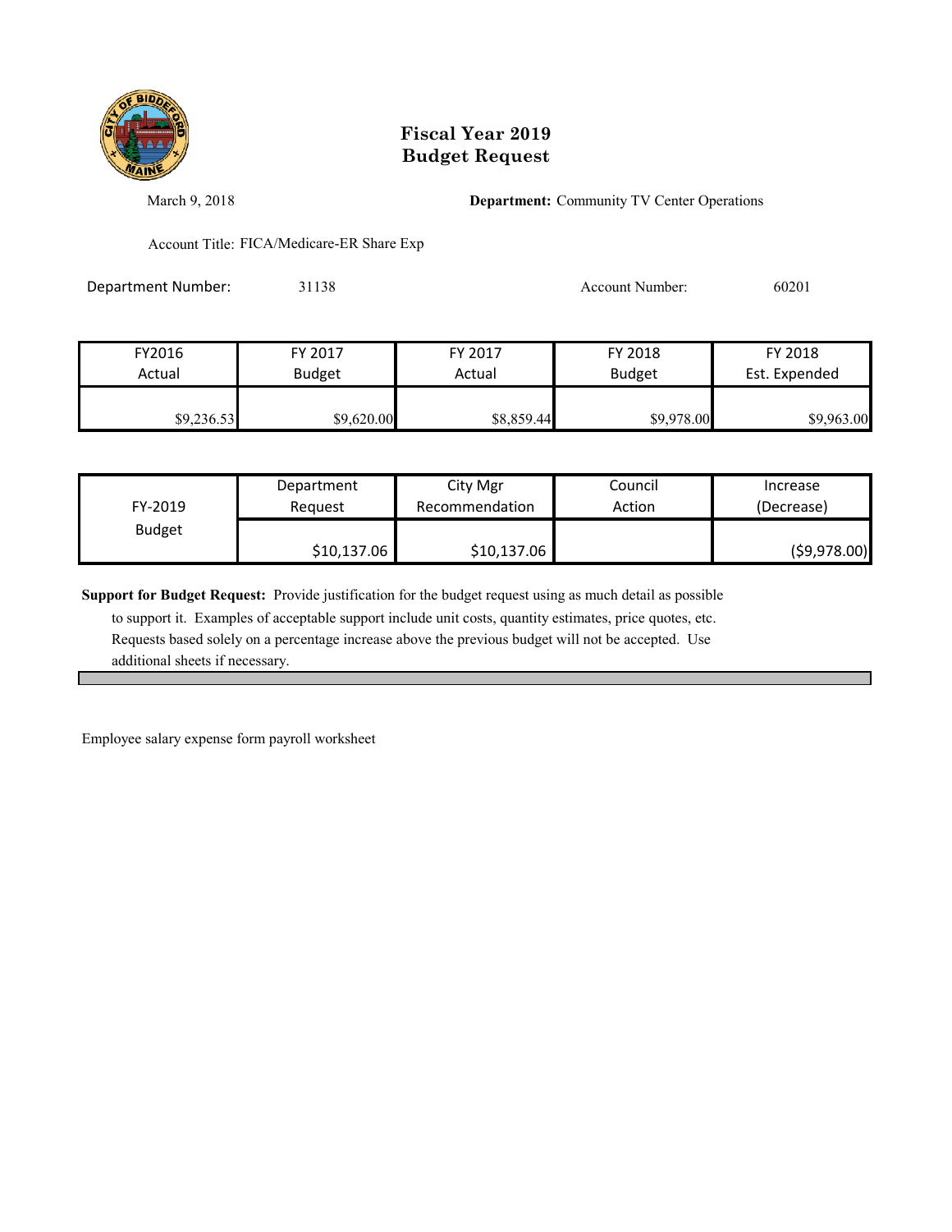# Fiscal Year 2019
# Budget Request

March 9, 2018

**Department:** Community TV Center Operations

Account Title: FICA/Medicare-ER Share Exp

Department Number: 31138

Account Number: 60201

| FY2016 Actual | FY 2017 Budget | FY 2017 Actual | FY 2018 Budget | FY 2018 Est. Expended |
|---|---|---|---|---|
| $9,236.53 | $9,620.00 | $8,859.44 | $9,978.00 | $9,963.00 |

| FY-2019 Budget | Department Request | City Mgr Recommendation | Council Action | Increase (Decrease) |
|---|---|---|---|---|
| | $10,137.06 | $10,137.06 | | ($9,978.00) |

**Support for Budget Request:** Provide justification for the budget request using as much detail as possible to support it. Examples of acceptable support include unit costs, quantity estimates, price quotes, etc. Requests based solely on a percentage increase above the previous budget will not be accepted. Use additional sheets if necessary.

Employee salary expense form payroll worksheet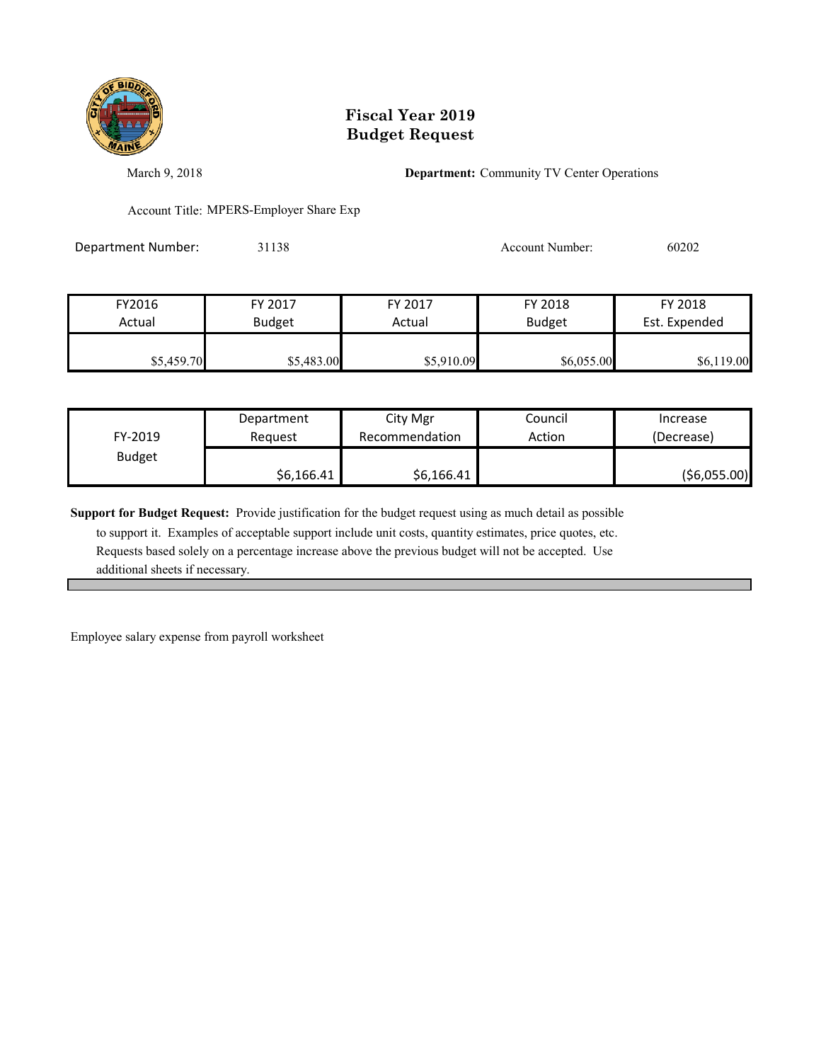# Fiscal Year 2019
# Budget Request

March 9, 2018

**Department:** Community TV Center Operations

Account Title: MPERS-Employer Share Exp

Department Number: 31138

Account Number: 60202

| FY2016 Actual | FY 2017 Budget | FY 2017 Actual | FY 2018 Budget | FY 2018 Est. Expended |
|---|---|---|---|---|
| $5,459.70 | $5,483.00 | $5,910.09 | $6,055.00 | $6,119.00 |

| FY-2019 Budget | Department Request | City Mgr Recommendation | Council Action | Increase (Decrease) |
|---|---|---|---|---|
| | $6,166.41 | $6,166.41 | | ($6,055.00) |

**Support for Budget Request:** Provide justification for the budget request using as much detail as possible to support it. Examples of acceptable support include unit costs, quantity estimates, price quotes, etc. Requests based solely on a percentage increase above the previous budget will not be accepted. Use additional sheets if necessary.

Employee salary expense from payroll worksheet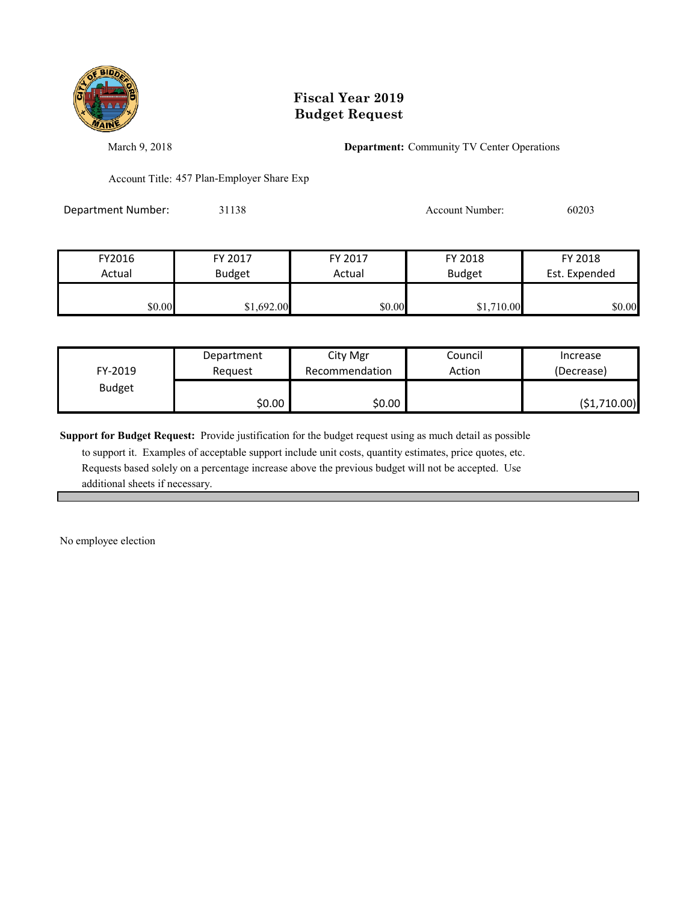# Fiscal Year 2019
# Budget Request

March 9, 2018

**Department:** Community TV Center Operations

Account Title: 457 Plan-Employer Share Exp

Department Number: 31138

Account Number: 60203

| FY2016 Actual | FY 2017 Budget | FY 2017 Actual | FY 2018 Budget | FY 2018 Est. Expended |
|---|---|---|---|---|
| $0.00 | $1,692.00 | $0.00 | $1,710.00 | $0.00 |

| FY-2019 Budget | Department Request | City Mgr Recommendation | Council Action | Increase (Decrease) |
|---|---|---|---|---|
| | $0.00 | $0.00 | | ($1,710.00) |

**Support for Budget Request:** Provide justification for the budget request using as much detail as possible to support it. Examples of acceptable support include unit costs, quantity estimates, price quotes, etc. Requests based solely on a percentage increase above the previous budget will not be accepted. Use additional sheets if necessary.

No employee election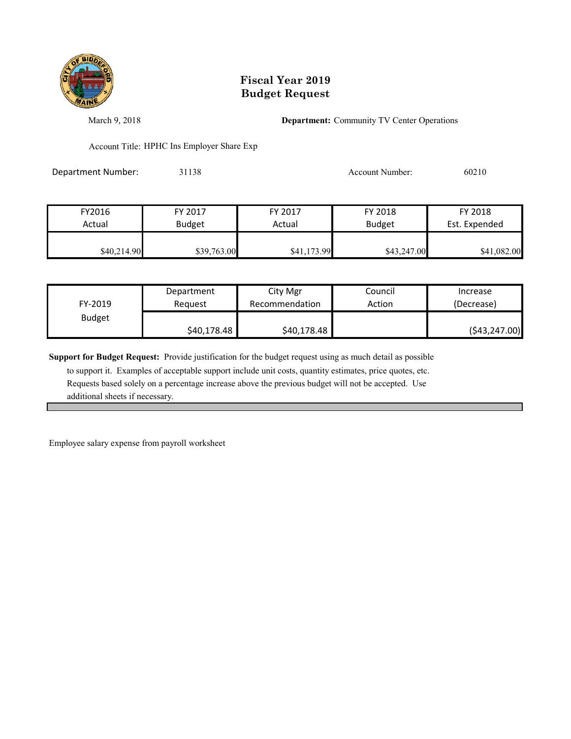# Fiscal Year 2019
# Budget Request

March 9, 2018

**Department:** Community TV Center Operations

Account Title: HPHC Ins Employer Share Exp

Department Number: 31138

Account Number: 60210

| FY2016 Actual | FY 2017 Budget | FY 2017 Actual | FY 2018 Budget | FY 2018 Est. Expended |
|---|---|---|---|---|
| $40,214.90 | $39,763.00 | $41,173.99 | $43,247.00 | $41,082.00 |

| FY-2019 Budget | Department Request | City Mgr Recommendation | Council Action | Increase (Decrease) |
|---|---|---|---|---|
| | $40,178.48 | $40,178.48 | | ($43,247.00) |

**Support for Budget Request:** Provide justification for the budget request using as much detail as possible to support it. Examples of acceptable support include unit costs, quantity estimates, price quotes, etc. Requests based solely on a percentage increase above the previous budget will not be accepted. Use additional sheets if necessary.

Employee salary expense from payroll worksheet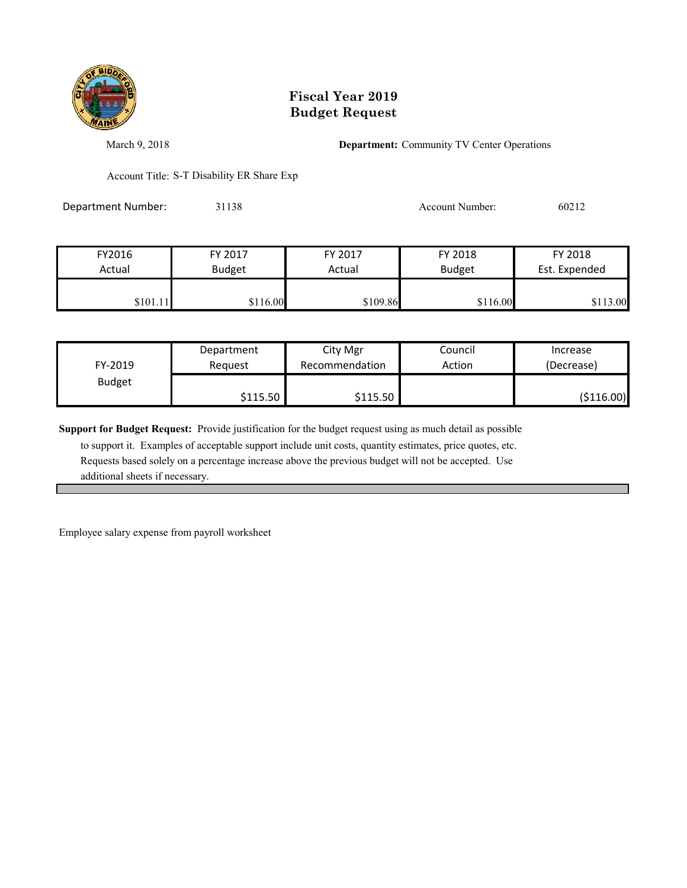# Fiscal Year 2019
# Budget Request

March 9, 2018

**Department:** Community TV Center Operations

Account Title: S-T Disability ER Share Exp

Department Number: 31138

Account Number: 60212

| FY2016 Actual | FY 2017 Budget | FY 2017 Actual | FY 2018 Budget | FY 2018 Est. Expended |
|---|---|---|---|---|
| $101.11 | $116.00 | $109.86 | $116.00 | $113.00 |

| FY-2019 Budget | Department Request | City Mgr Recommendation | Council Action | Increase (Decrease) |
|---|---|---|---|---|
| | $115.50 | $115.50 | | ($116.00) |

**Support for Budget Request:** Provide justification for the budget request using as much detail as possible to support it. Examples of acceptable support include unit costs, quantity estimates, price quotes, etc. Requests based solely on a percentage increase above the previous budget will not be accepted. Use additional sheets if necessary.

Employee salary expense from payroll worksheet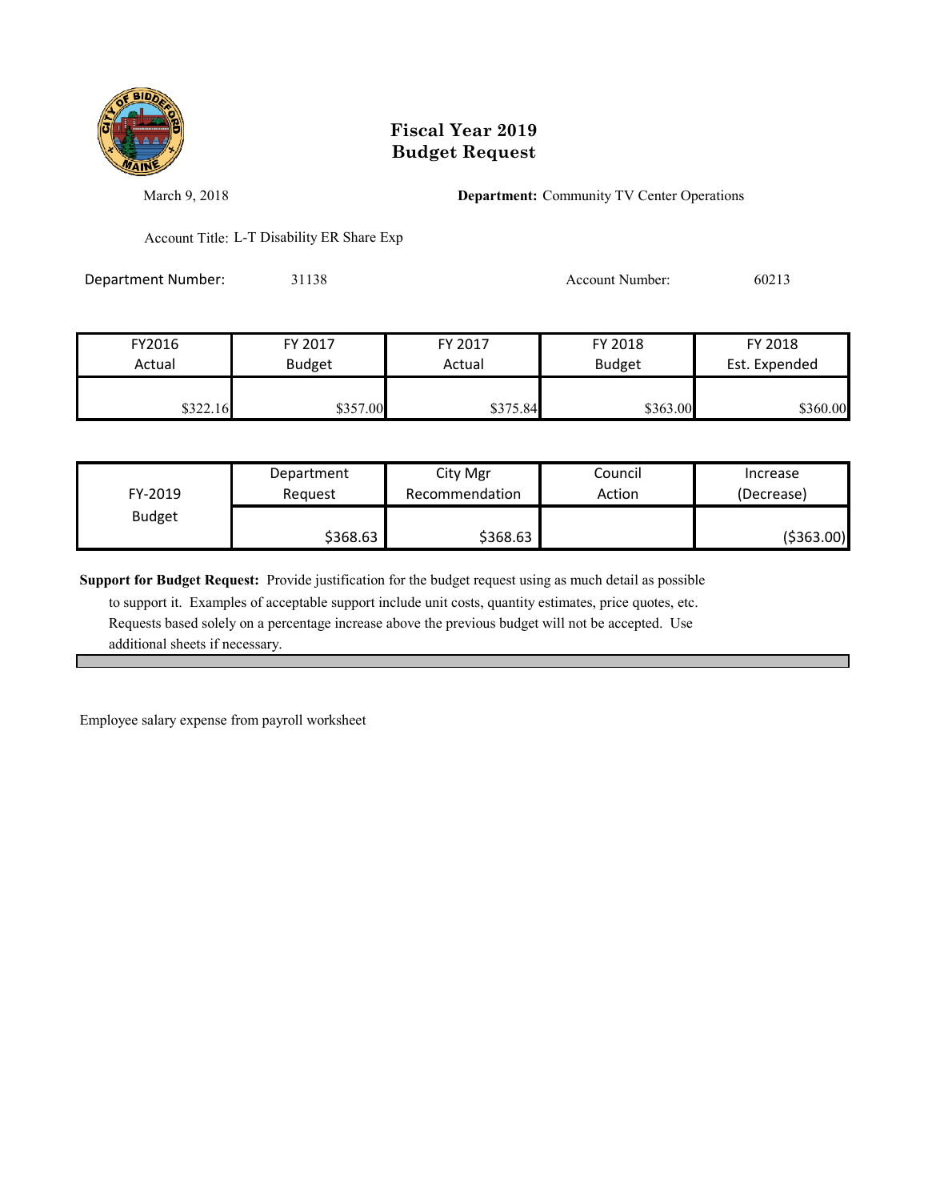# Fiscal Year 2019
# Budget Request

March 9, 2018

**Department:** Community TV Center Operations

Account Title: L-T Disability ER Share Exp

Department Number: 31138

Account Number: 60213

| FY2016 Actual | FY 2017 Budget | FY 2017 Actual | FY 2018 Budget | FY 2018 Est. Expended |
|---|---|---|---|---|
| $322.16 | $357.00 | $375.84 | $363.00 | $360.00 |

| FY-2019 Budget | Department Request | City Mgr Recommendation | Council Action | Increase (Decrease) |
|---|---|---|---|---|
| | $368.63 | $368.63 | | ($363.00) |

**Support for Budget Request:** Provide justification for the budget request using as much detail as possible to support it. Examples of acceptable support include unit costs, quantity estimates, price quotes, etc. Requests based solely on a percentage increase above the previous budget will not be accepted. Use additional sheets if necessary.

Employee salary expense from payroll worksheet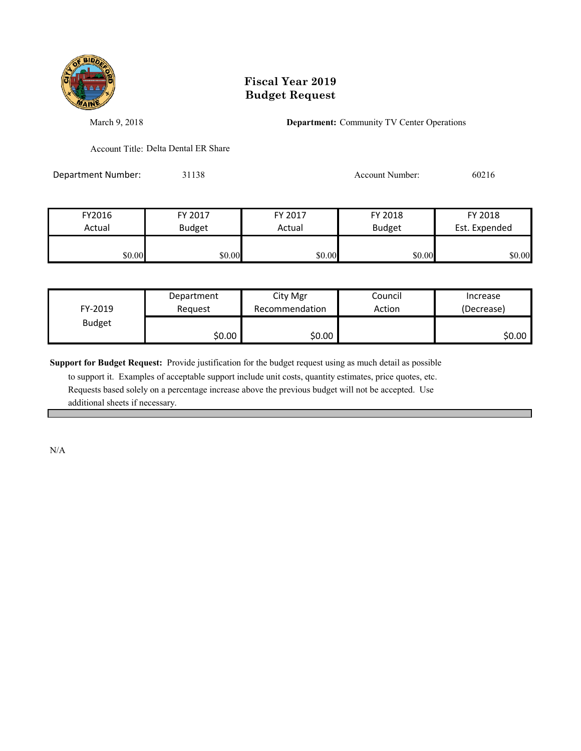# Fiscal Year 2019
# Budget Request

March 9, 2018

**Department:** Community TV Center Operations

Account Title: Delta Dental ER Share

Department Number: 31138

Account Number: 60216

| FY2016 Actual | FY 2017 Budget | FY 2017 Actual | FY 2018 Budget | FY 2018 Est. Expended |
|---|---|---|---|---|
| $0.00 | $0.00 | $0.00 | $0.00 | $0.00 |

| FY-2019 Budget | Department Request | City Mgr Recommendation | Council Action | Increase (Decrease) |
|---|---|---|---|---|
| | $0.00 | $0.00 | | $0.00 |

**Support for Budget Request:** Provide justification for the budget request using as much detail as possible to support it. Examples of acceptable support include unit costs, quantity estimates, price quotes, etc. Requests based solely on a percentage increase above the previous budget will not be accepted. Use additional sheets if necessary.

N/A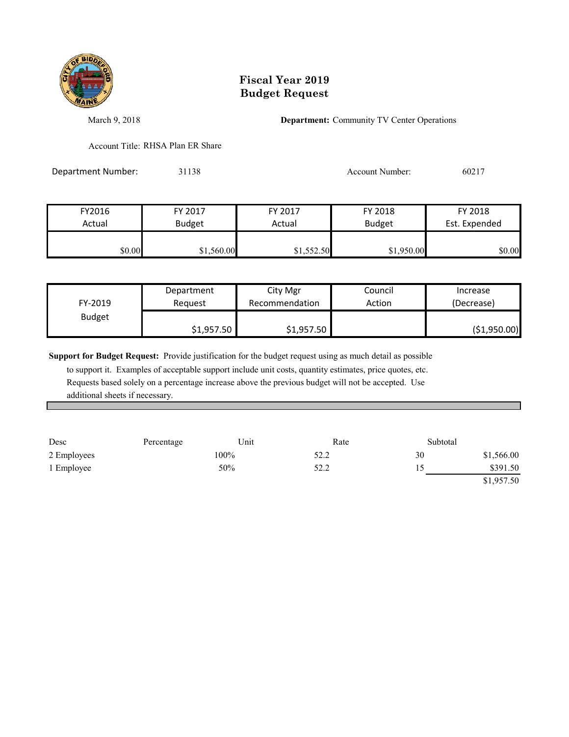# Fiscal Year 2019
# Budget Request

March 9, 2018

**Department:** Community TV Center Operations

Account Title: RHSA Plan ER Share

Department Number: 31138

Account Number: 60217

| FY2016 Actual | FY 2017 Budget | FY 2017 Actual | FY 2018 Budget | FY 2018 Est. Expended |
|---|---|---|---|---|
| $0.00 | $1,560.00 | $1,552.50 | $1,950.00 | $0.00 |

| FY-2019 Budget | Department Request | City Mgr Recommendation | Council Action | Increase (Decrease) |
|---|---|---|---|---|
| | $1,957.50 | $1,957.50 | | ($1,950.00) |

**Support for Budget Request:** Provide justification for the budget request using as much detail as possible to support it. Examples of acceptable support include unit costs, quantity estimates, price quotes, etc. Requests based solely on a percentage increase above the previous budget will not be accepted. Use additional sheets if necessary.

| Desc | Percentage | Unit | Rate | Subtotal |
|---|---|---|---|---|
| 2 Employees | 100% | 52.2 | 30 | $1,566.00 |
| 1 Employee | 50% | 52.2 | 15 | $391.50 |
| | | | | $1,957.50 |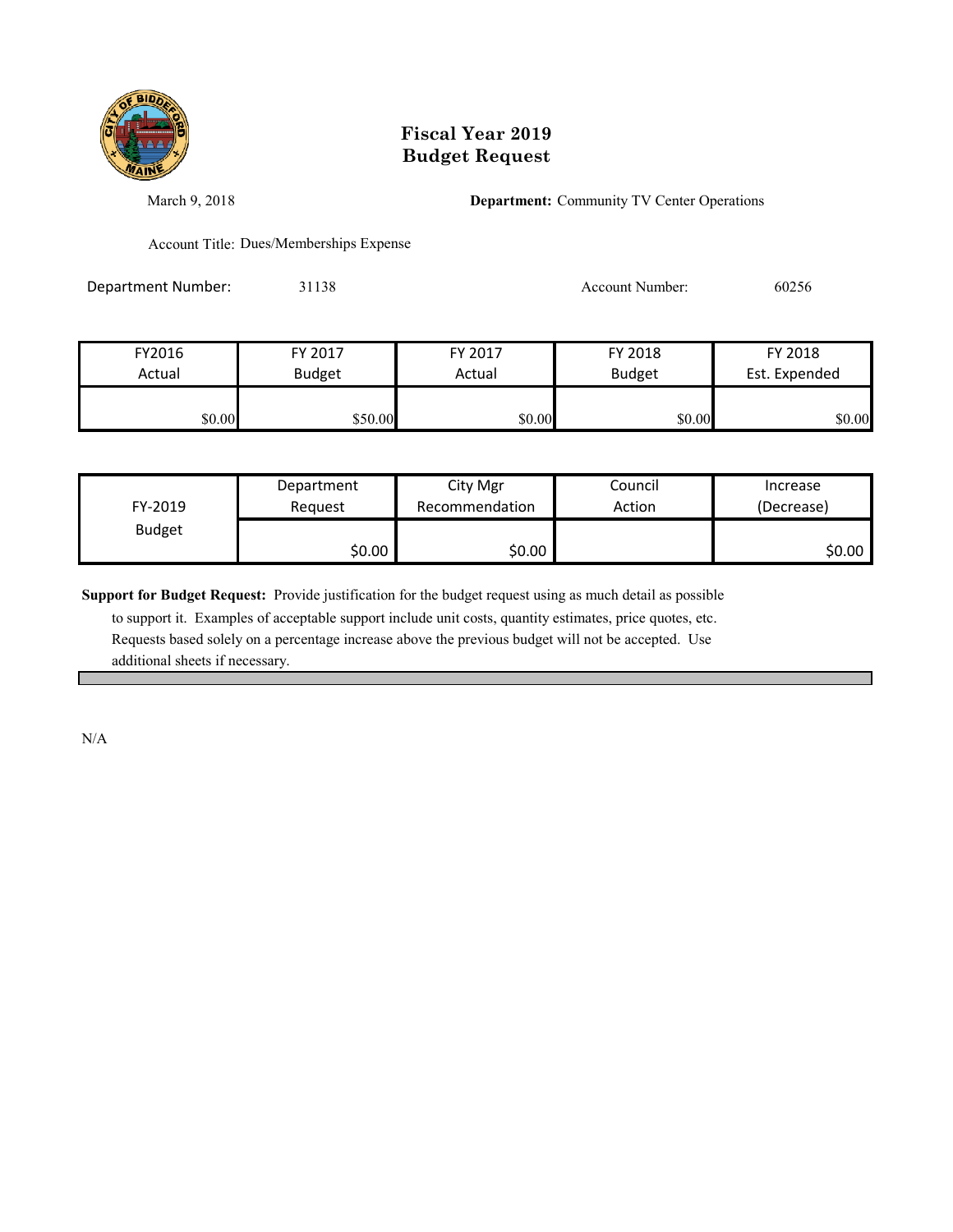# Fiscal Year 2019
# Budget Request

March 9, 2018

**Department:** Community TV Center Operations

Account Title: Dues/Memberships Expense

Department Number: 31138

Account Number: 60256

| FY2016 Actual | FY 2017 Budget | FY 2017 Actual | FY 2018 Budget | FY 2018 Est. Expended |
|---|---|---|---|---|
| $0.00 | $50.00 | $0.00 | $0.00 | $0.00 |

| FY-2019 Budget | Department Request | City Mgr Recommendation | Council Action | Increase (Decrease) |
|---|---|---|---|---|
| | $0.00 | $0.00 | | $0.00 |

**Support for Budget Request:** Provide justification for the budget request using as much detail as possible to support it. Examples of acceptable support include unit costs, quantity estimates, price quotes, etc. Requests based solely on a percentage increase above the previous budget will not be accepted. Use additional sheets if necessary.

N/A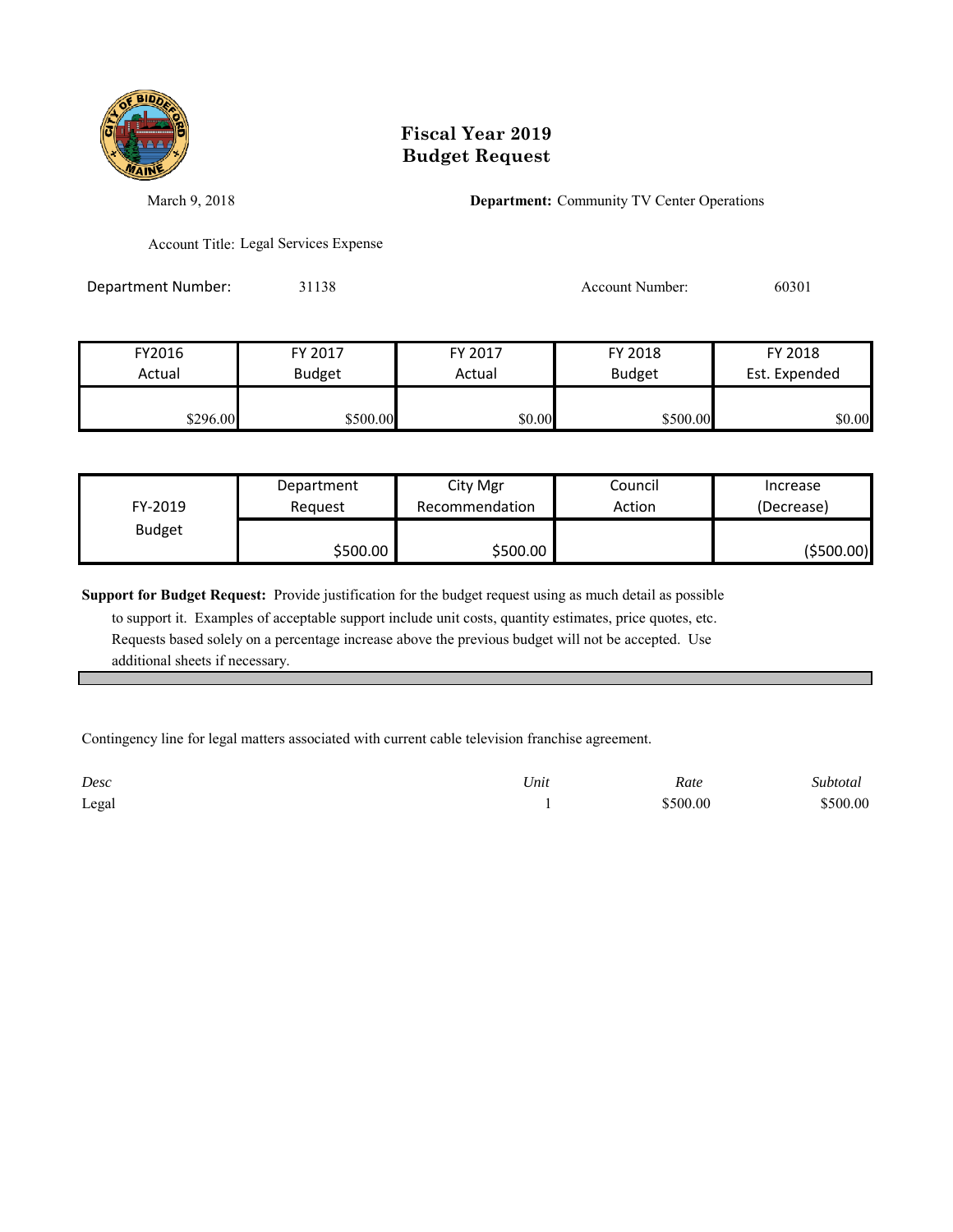# Fiscal Year 2019
# Budget Request

March 9, 2018

**Department:** Community TV Center Operations

Account Title: Legal Services Expense

Department Number: 31138

Account Number: 60301

| FY2016 Actual | FY 2017 Budget | FY 2017 Actual | FY 2018 Budget | FY 2018 Est. Expended |
|---|---|---|---|---|
| $296.00 | $500.00 | $0.00 | $500.00 | $0.00 |

| FY-2019 Budget | Department Request | City Mgr Recommendation | Council Action | Increase (Decrease) |
|---|---|---|---|---|
| | $500.00 | $500.00 | | ($500.00) |

**Support for Budget Request:** Provide justification for the budget request using as much detail as possible to support it. Examples of acceptable support include unit costs, quantity estimates, price quotes, etc. Requests based solely on a percentage increase above the previous budget will not be accepted. Use additional sheets if necessary.

Contingency line for legal matters associated with current cable television franchise agreement.

| *Desc* | *Unit* | *Rate* | *Subtotal* |
|---|---|---|---|
| Legal | 1 | $500.00 | $500.00 |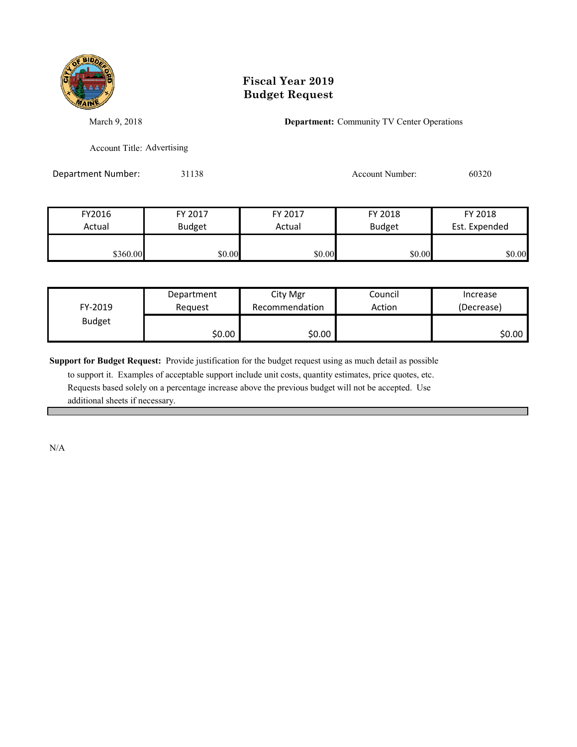# Fiscal Year 2019
# Budget Request

March 9, 2018

**Department:** Community TV Center Operations

Account Title: Advertising

Department Number: 31138

Account Number: 60320

| FY2016 Actual | FY 2017 Budget | FY 2017 Actual | FY 2018 Budget | FY 2018 Est. Expended |
|---|---|---|---|---|
| $360.00 | $0.00 | $0.00 | $0.00 | $0.00 |

| FY-2019 Budget | Department Request | City Mgr Recommendation | Council Action | Increase (Decrease) |
|---|---|---|---|---|
| | $0.00 | $0.00 | | $0.00 |

**Support for Budget Request:** Provide justification for the budget request using as much detail as possible to support it. Examples of acceptable support include unit costs, quantity estimates, price quotes, etc. Requests based solely on a percentage increase above the previous budget will not be accepted. Use additional sheets if necessary.

N/A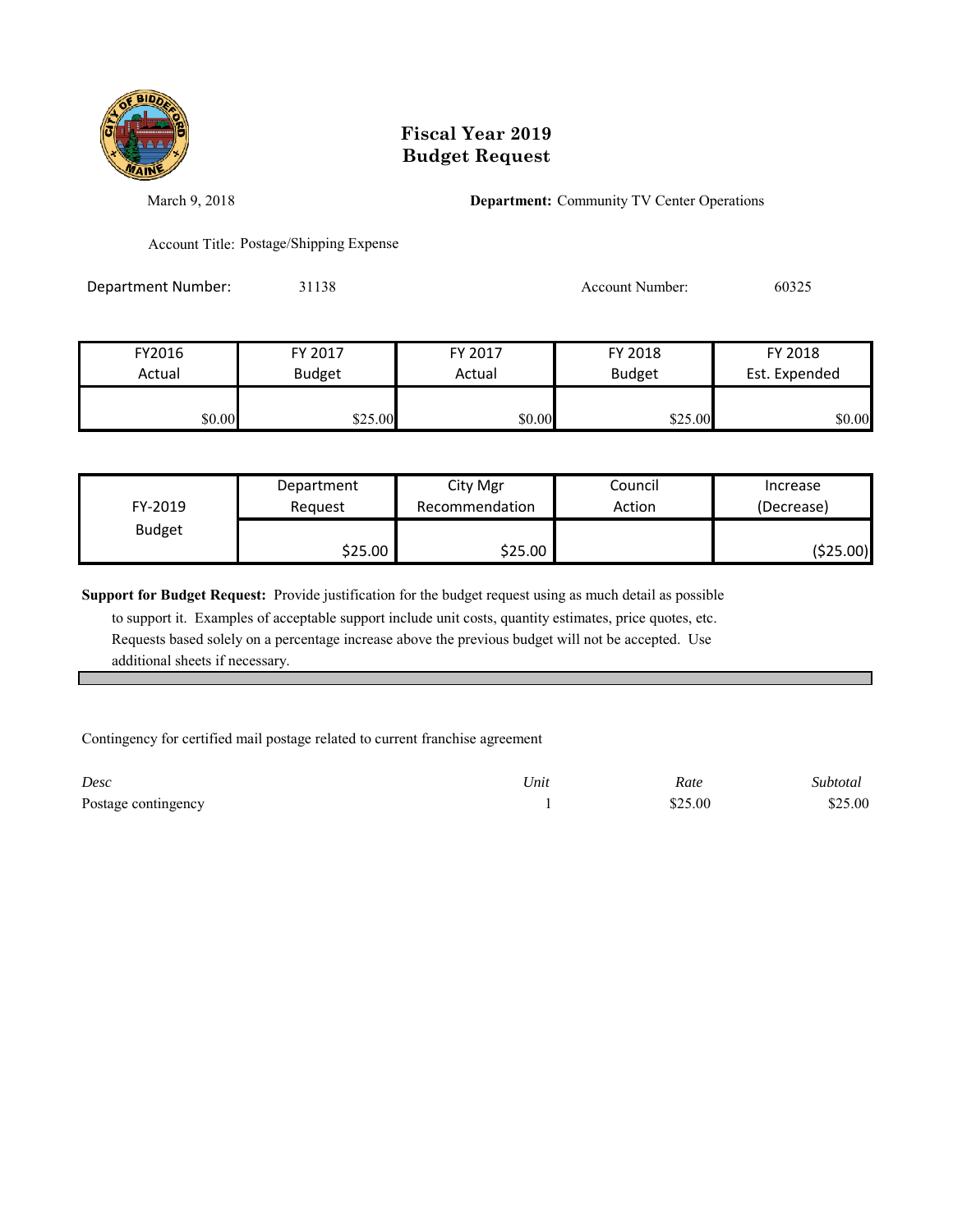# Fiscal Year 2019
# Budget Request

March 9, 2018

**Department:** Community TV Center Operations

Account Title: Postage/Shipping Expense

Department Number: 31138

Account Number: 60325

| FY2016 Actual | FY 2017 Budget | FY 2017 Actual | FY 2018 Budget | FY 2018 Est. Expended |
|---|---|---|---|---|
| $0.00 | $25.00 | $0.00 | $25.00 | $0.00 |

| FY-2019 Budget | Department Request | City Mgr Recommendation | Council Action | Increase (Decrease) |
|---|---|---|---|---|
| | $25.00 | $25.00 | | ($25.00) |

**Support for Budget Request:** Provide justification for the budget request using as much detail as possible to support it. Examples of acceptable support include unit costs, quantity estimates, price quotes, etc. Requests based solely on a percentage increase above the previous budget will not be accepted. Use additional sheets if necessary.

Contingency for certified mail postage related to current franchise agreement

| *Desc* | *Unit* | *Rate* | *Subtotal* |
|---|---|---|---|
| Postage contingency | 1 | $25.00 | $25.00 |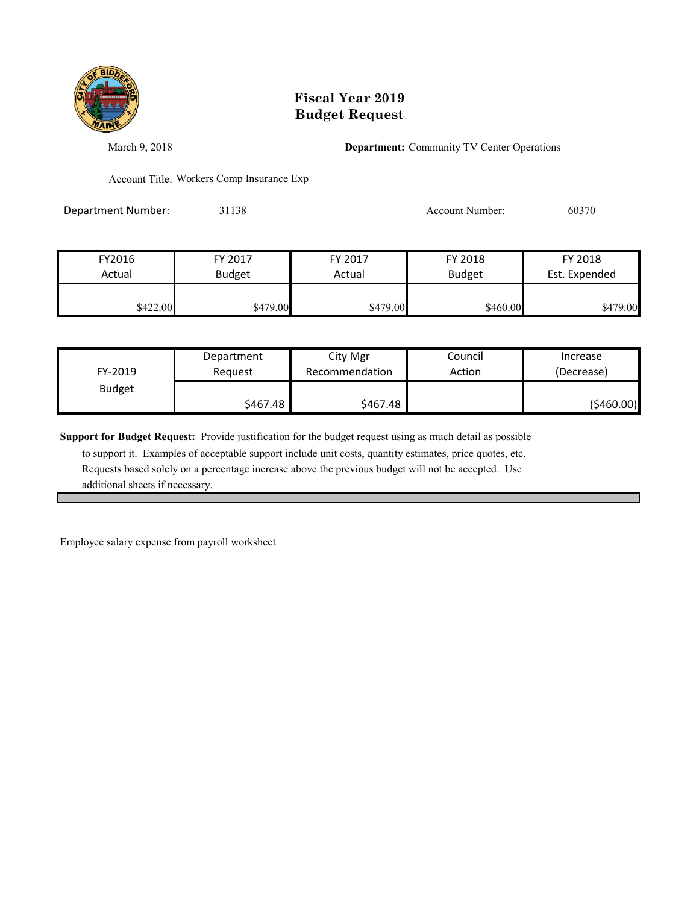# Fiscal Year 2019
# Budget Request

March 9, 2018

**Department:** Community TV Center Operations

Account Title: Workers Comp Insurance Exp

Department Number: 31138

Account Number: 60370

| FY2016 Actual | FY 2017 Budget | FY 2017 Actual | FY 2018 Budget | FY 2018 Est. Expended |
|---|---|---|---|---|
| $422.00 | $479.00 | $479.00 | $460.00 | $479.00 |

| FY-2019 Budget | Department Request | City Mgr Recommendation | Council Action | Increase (Decrease) |
|---|---|---|---|---|
| | $467.48 | $467.48 | | ($460.00) |

**Support for Budget Request:** Provide justification for the budget request using as much detail as possible to support it. Examples of acceptable support include unit costs, quantity estimates, price quotes, etc. Requests based solely on a percentage increase above the previous budget will not be accepted. Use additional sheets if necessary.

Employee salary expense from payroll worksheet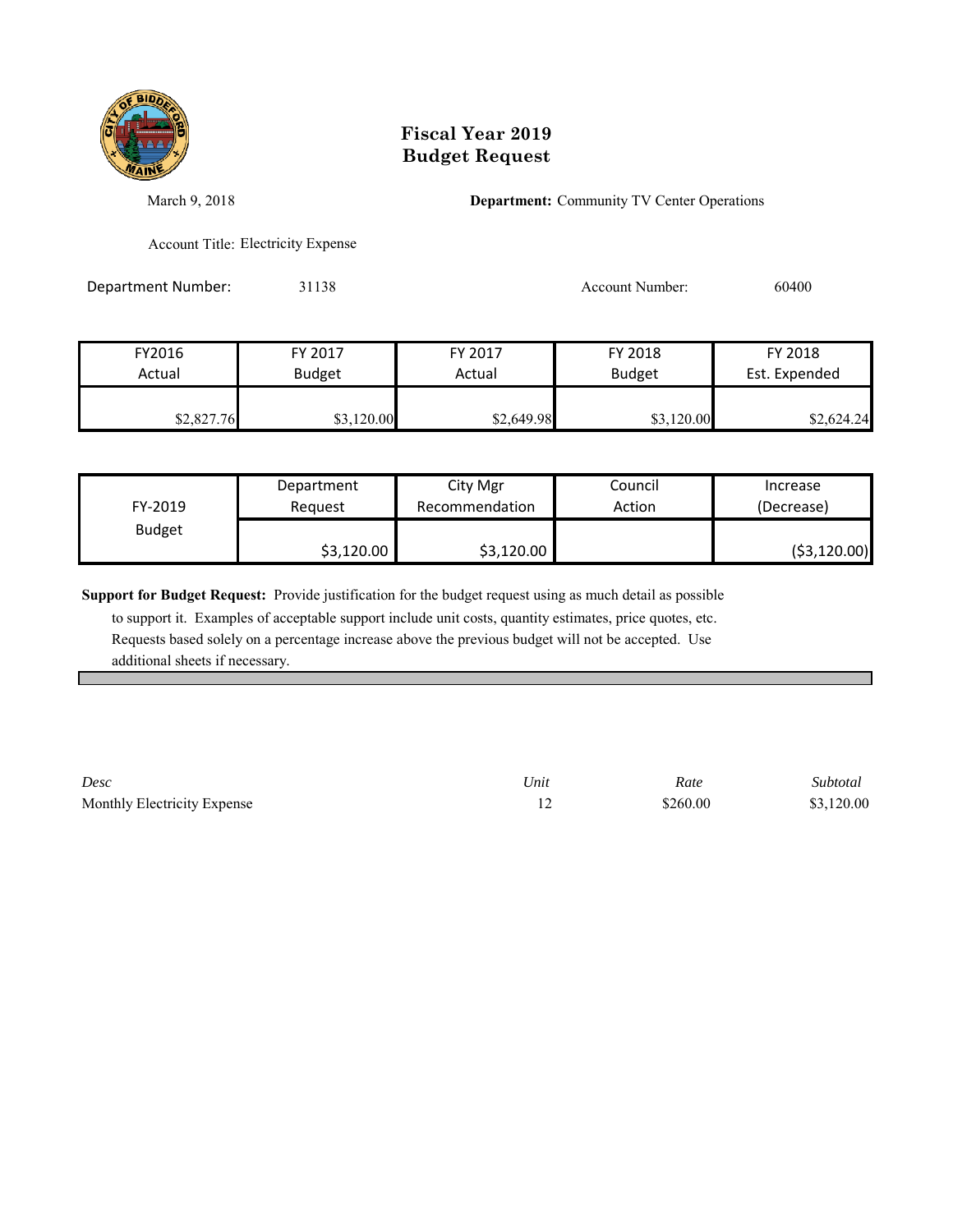# Fiscal Year 2019
# Budget Request

March 9, 2018

**Department:** Community TV Center Operations

Account Title: Electricity Expense

Department Number: 31138

Account Number: 60400

| FY2016 Actual | FY 2017 Budget | FY 2017 Actual | FY 2018 Budget | FY 2018 Est. Expended |
|---|---|---|---|---|
| $2,827.76 | $3,120.00 | $2,649.98 | $3,120.00 | $2,624.24 |

| FY-2019 Budget | Department Request | City Mgr Recommendation | Council Action | Increase (Decrease) |
|---|---|---|---|---|
| | $3,120.00 | $3,120.00 | | ($3,120.00) |

**Support for Budget Request:** Provide justification for the budget request using as much detail as possible to support it. Examples of acceptable support include unit costs, quantity estimates, price quotes, etc. Requests based solely on a percentage increase above the previous budget will not be accepted. Use additional sheets if necessary.

| *Desc* | *Unit* | *Rate* | *Subtotal* |
|---|---|---|---|
| Monthly Electricity Expense | 12 | $260.00 | $3,120.00 |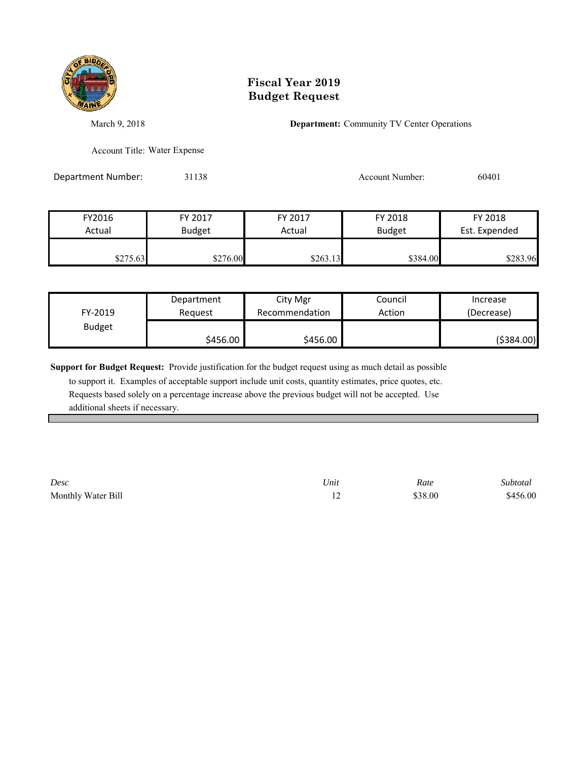# Fiscal Year 2019
# Budget Request

March 9, 2018

**Department:** Community TV Center Operations

Account Title: Water Expense

Department Number: 31138

Account Number: 60401

| FY2016 Actual | FY 2017 Budget | FY 2017 Actual | FY 2018 Budget | FY 2018 Est. Expended |
|---|---|---|---|---|
| $275.63 | $276.00 | $263.13 | $384.00 | $283.96 |

| FY-2019 Budget | Department Request | City Mgr Recommendation | Council Action | Increase (Decrease) |
|---|---|---|---|---|
| | $456.00 | $456.00 | | ($384.00) |

**Support for Budget Request:** Provide justification for the budget request using as much detail as possible to support it. Examples of acceptable support include unit costs, quantity estimates, price quotes, etc. Requests based solely on a percentage increase above the previous budget will not be accepted. Use additional sheets if necessary.

| *Desc* | *Unit* | *Rate* | *Subtotal* |
|---|---|---|---|
| Monthly Water Bill | 12 | $38.00 | $456.00 |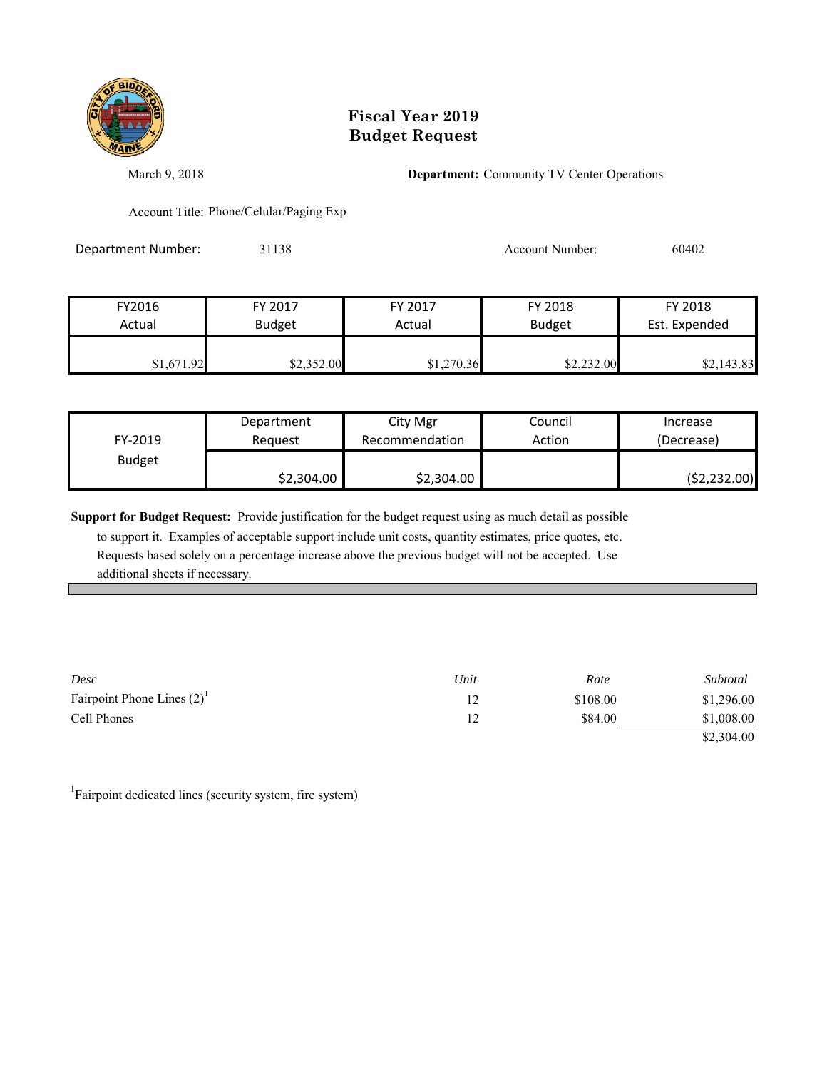# Fiscal Year 2019
# Budget Request

March 9, 2018

**Department:** Community TV Center Operations

Account Title: Phone/Celular/Paging Exp

Department Number: 31138

Account Number: 60402

| FY2016 Actual | FY 2017 Budget | FY 2017 Actual | FY 2018 Budget | FY 2018 Est. Expended |
|---|---|---|---|---|
| $1,671.92 | $2,352.00 | $1,270.36 | $2,232.00 | $2,143.83 |

| FY-2019 Budget | Department Request | City Mgr Recommendation | Council Action | Increase (Decrease) |
|---|---|---|---|---|
| | $2,304.00 | $2,304.00 | | ($2,232.00) |

**Support for Budget Request:** Provide justification for the budget request using as much detail as possible to support it. Examples of acceptable support include unit costs, quantity estimates, price quotes, etc. Requests based solely on a percentage increase above the previous budget will not be accepted. Use additional sheets if necessary.

| *Desc* | *Unit* | *Rate* | *Subtotal* |
|---|---|---|---|
| Fairpoint Phone Lines (2)[1] | 12 | $108.00 | $1,296.00 |
| Cell Phones | 12 | $84.00 | $1,008.00 |
| | | | $2,304.00 |

[1]Fairpoint dedicated lines (security system, fire system)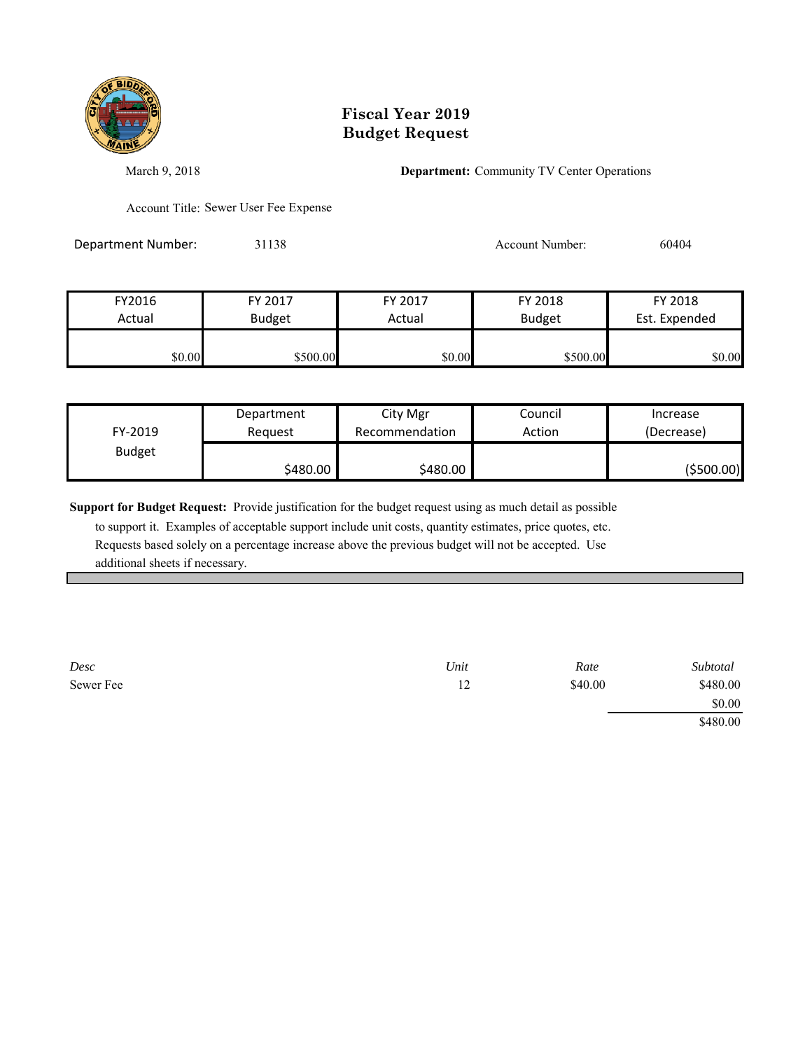# Fiscal Year 2019
# Budget Request

March 9, 2018

**Department:** Community TV Center Operations

Account Title: Sewer User Fee Expense

Department Number: 31138

Account Number: 60404

| FY2016 Actual | FY 2017 Budget | FY 2017 Actual | FY 2018 Budget | FY 2018 Est. Expended |
|---|---|---|---|---|
| $0.00 | $500.00 | $0.00 | $500.00 | $0.00 |

| FY-2019 Budget | Department Request | City Mgr Recommendation | Council Action | Increase (Decrease) |
|---|---|---|---|---|
| | $480.00 | $480.00 | | ($500.00) |

**Support for Budget Request:** Provide justification for the budget request using as much detail as possible to support it. Examples of acceptable support include unit costs, quantity estimates, price quotes, etc. Requests based solely on a percentage increase above the previous budget will not be accepted. Use additional sheets if necessary.

| *Desc* | *Unit* | *Rate* | *Subtotal* |
|---|---|---|---|
| Sewer Fee | 12 | $40.00 | $480.00 |
| | | | $0.00 |
| | | | $480.00 |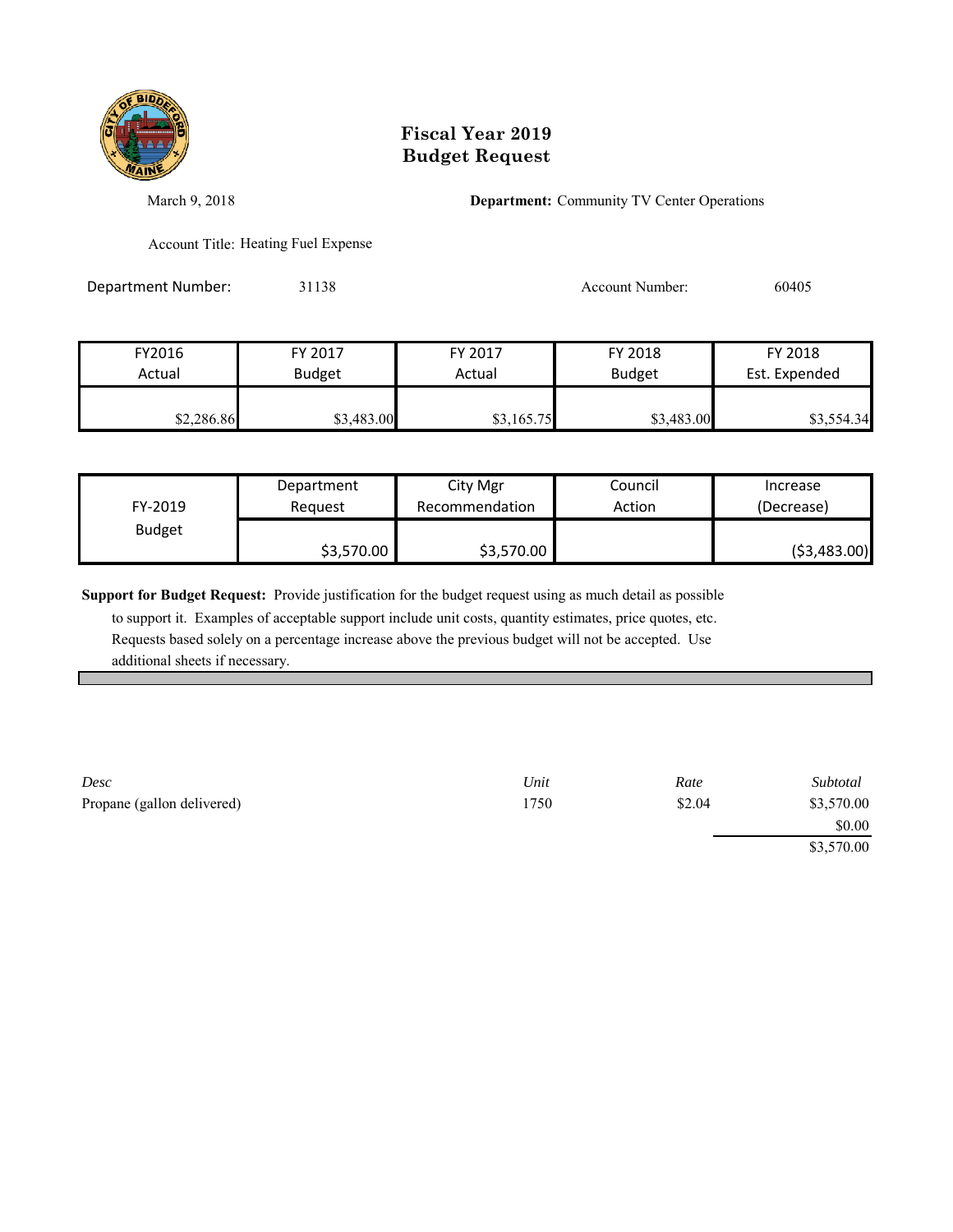# Fiscal Year 2019
# Budget Request

March 9, 2018

**Department:** Community TV Center Operations

Account Title: Heating Fuel Expense

Department Number: 31138

Account Number: 60405

| FY2016 Actual | FY 2017 Budget | FY 2017 Actual | FY 2018 Budget | FY 2018 Est. Expended |
|---|---|---|---|---|
| $2,286.86 | $3,483.00 | $3,165.75 | $3,483.00 | $3,554.34 |

| FY-2019 Budget | Department Request | City Mgr Recommendation | Council Action | Increase (Decrease) |
|---|---|---|---|---|
| | $3,570.00 | $3,570.00 | | ($3,483.00) |

**Support for Budget Request:** Provide justification for the budget request using as much detail as possible to support it. Examples of acceptable support include unit costs, quantity estimates, price quotes, etc. Requests based solely on a percentage increase above the previous budget will not be accepted. Use additional sheets if necessary.

| *Desc* | *Unit* | *Rate* | *Subtotal* |
|---|---|---|---|
| Propane (gallon delivered) | 1750 | $2.04 | $3,570.00 |
| | | | $0.00 |
| | | | $3,570.00 |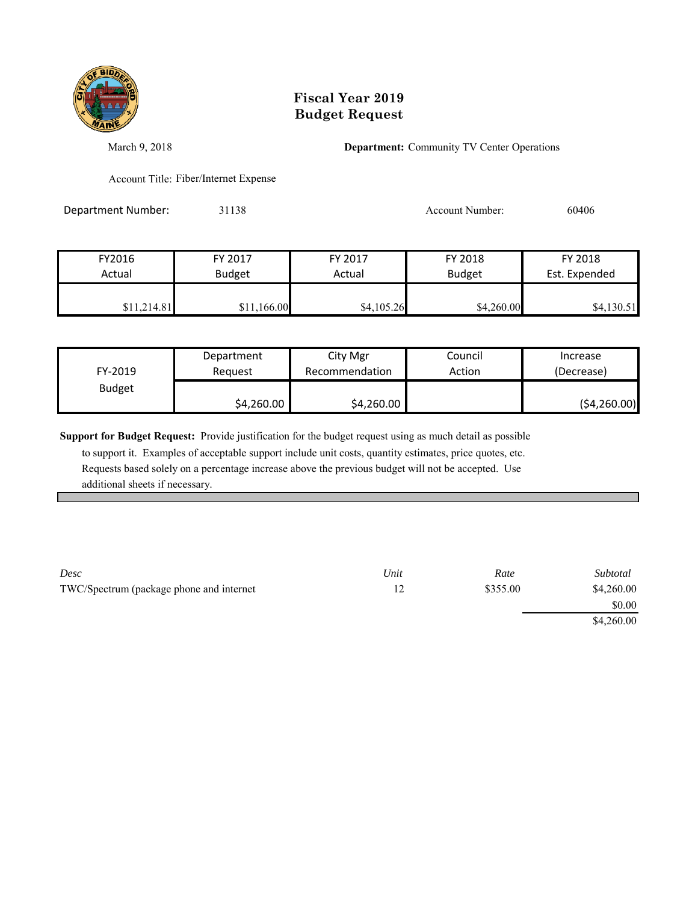# Fiscal Year 2019
# Budget Request

March 9, 2018

**Department:** Community TV Center Operations

Account Title: Fiber/Internet Expense

Department Number: 31138

Account Number: 60406

| FY2016 Actual | FY 2017 Budget | FY 2017 Actual | FY 2018 Budget | FY 2018 Est. Expended |
|---|---|---|---|---|
| $11,214.81 | $11,166.00 | $4,105.26 | $4,260.00 | $4,130.51 |

| FY-2019 Budget | Department Request | City Mgr Recommendation | Council Action | Increase (Decrease) |
|---|---|---|---|---|
| | $4,260.00 | $4,260.00 | | ($4,260.00) |

**Support for Budget Request:** Provide justification for the budget request using as much detail as possible to support it. Examples of acceptable support include unit costs, quantity estimates, price quotes, etc. Requests based solely on a percentage increase above the previous budget will not be accepted. Use additional sheets if necessary.

| *Desc* | *Unit* | *Rate* | *Subtotal* |
|---|---|---|---|
| TWC/Spectrum (package phone and internet | 12 | $355.00 | $4,260.00 |
| | | | $0.00 |
| | | | $4,260.00 |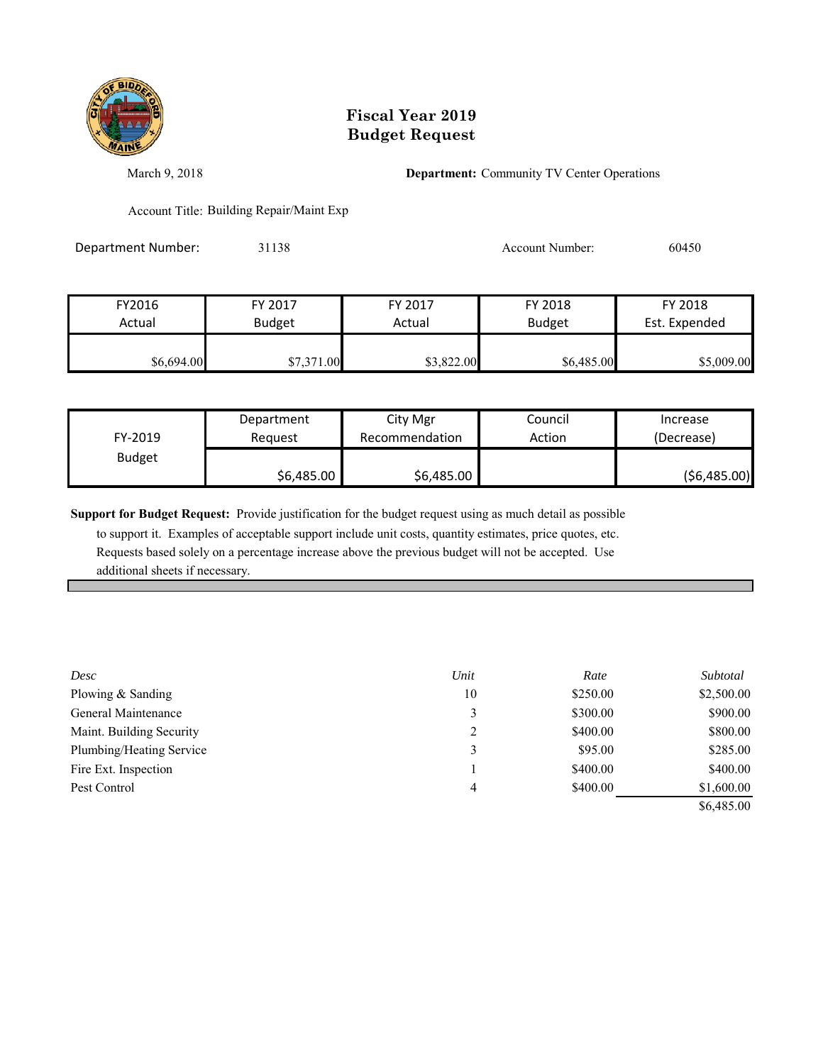# Fiscal Year 2019
# Budget Request

March 9, 2018

**Department:** Community TV Center Operations

Account Title: Building Repair/Maint Exp

Department Number: 31138

Account Number: 60450

| FY2016 Actual | FY 2017 Budget | FY 2017 Actual | FY 2018 Budget | FY 2018 Est. Expended |
|---|---|---|---|---|
| $6,694.00 | $7,371.00 | $3,822.00 | $6,485.00 | $5,009.00 |

| FY-2019 Budget | Department Request | City Mgr Recommendation | Council Action | Increase (Decrease) |
|---|---|---|---|---|
| | $6,485.00 | $6,485.00 | | ($6,485.00) |

**Support for Budget Request:** Provide justification for the budget request using as much detail as possible to support it. Examples of acceptable support include unit costs, quantity estimates, price quotes, etc. Requests based solely on a percentage increase above the previous budget will not be accepted. Use additional sheets if necessary.

| *Desc* | *Unit* | *Rate* | *Subtotal* |
|---|---|---|---|
| Plowing & Sanding | 10 | $250.00 | $2,500.00 |
| General Maintenance | 3 | $300.00 | $900.00 |
| Maint. Building Security | 2 | $400.00 | $800.00 |
| Plumbing/Heating Service | 3 | $95.00 | $285.00 |
| Fire Ext. Inspection | 1 | $400.00 | $400.00 |
| Pest Control | 4 | $400.00 | $1,600.00 |
| | | | $6,485.00 |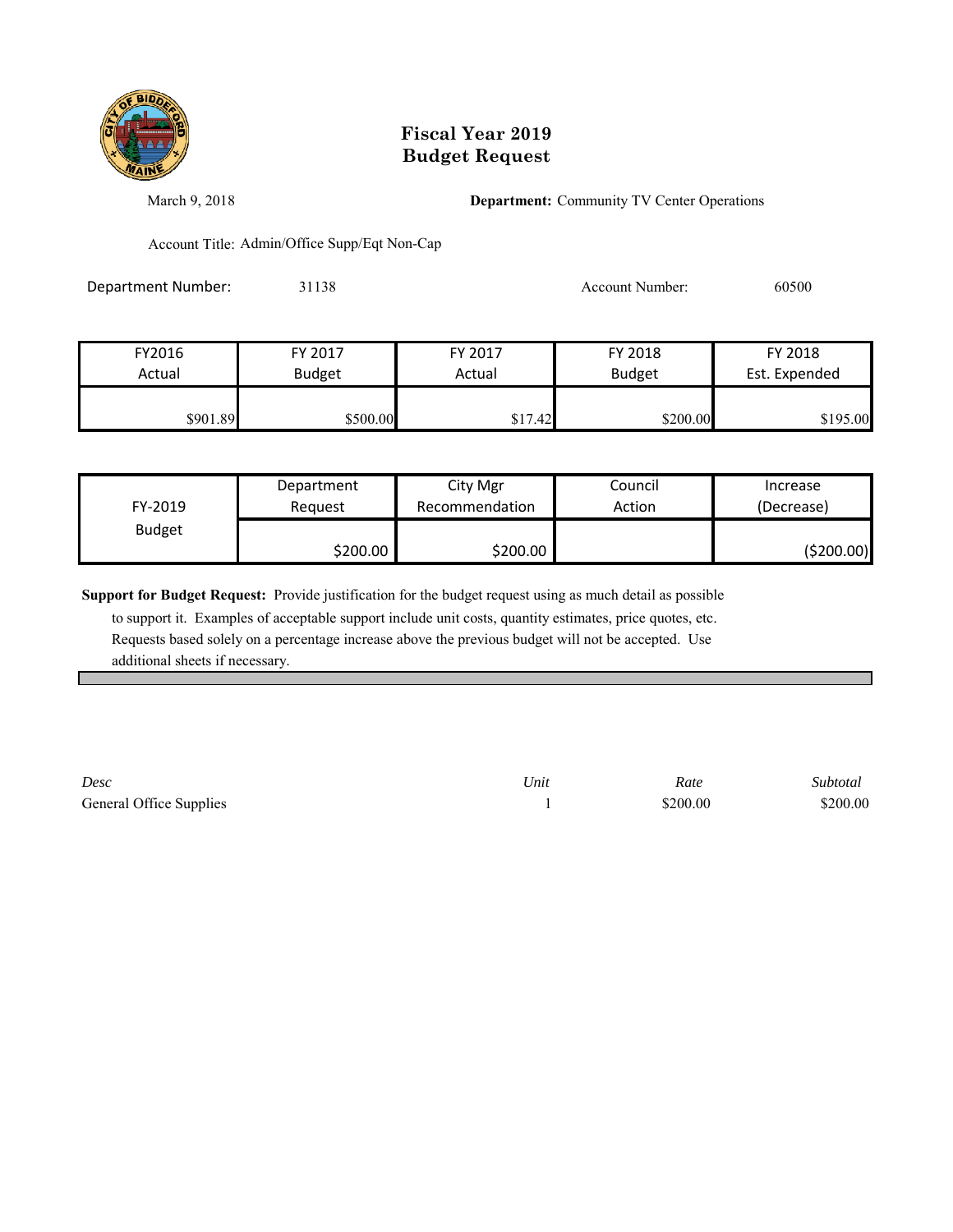# Fiscal Year 2019
# Budget Request

March 9, 2018

**Department:** Community TV Center Operations

Account Title: Admin/Office Supp/Eqt Non-Cap

Department Number: 31138

Account Number: 60500

| FY2016 Actual | FY 2017 Budget | FY 2017 Actual | FY 2018 Budget | FY 2018 Est. Expended |
|---|---|---|---|---|
| $901.89 | $500.00 | $17.42 | $200.00 | $195.00 |

| FY-2019 Budget | Department Request | City Mgr Recommendation | Council Action | Increase (Decrease) |
|---|---|---|---|---|
| | $200.00 | $200.00 | | ($200.00) |

**Support for Budget Request:** Provide justification for the budget request using as much detail as possible to support it. Examples of acceptable support include unit costs, quantity estimates, price quotes, etc. Requests based solely on a percentage increase above the previous budget will not be accepted. Use additional sheets if necessary.

| *Desc* | *Unit* | *Rate* | *Subtotal* |
|---|---|---|---|
| General Office Supplies | 1 | $200.00 | $200.00 |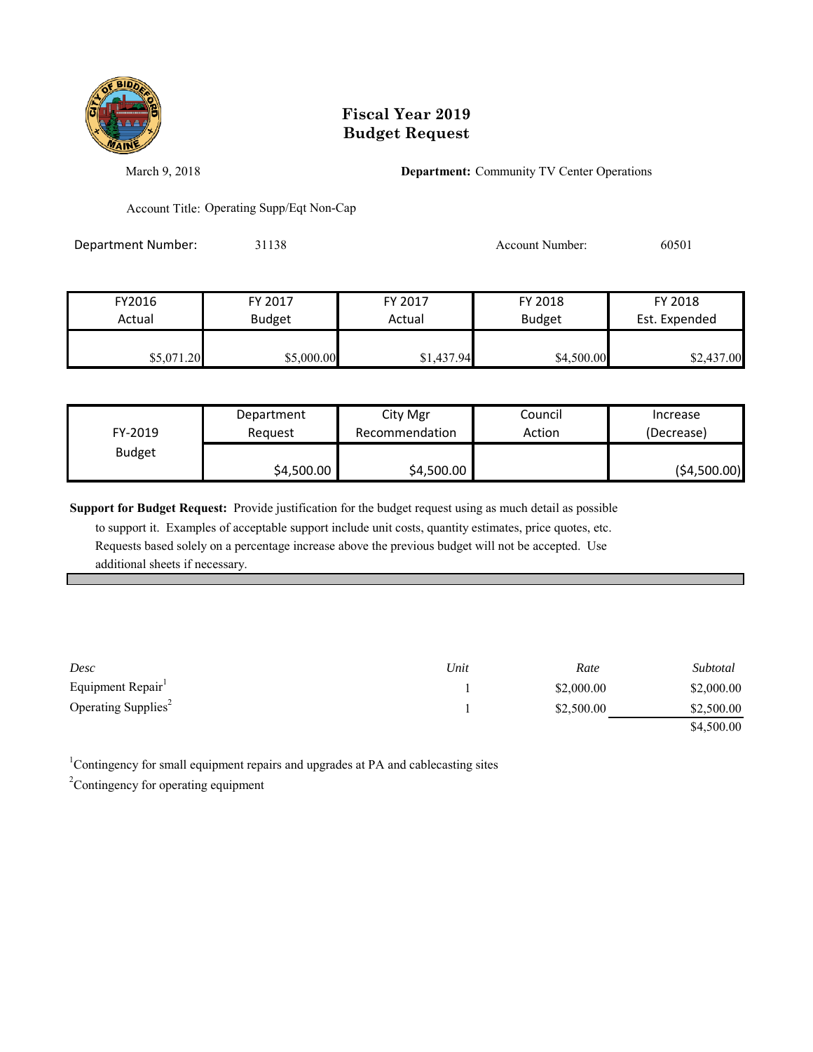# Fiscal Year 2019
# Budget Request

March 9, 2018

**Department:** Community TV Center Operations

Account Title: Operating Supp/Eqt Non-Cap

Department Number: 31138

Account Number: 60501

| FY2016 Actual | FY 2017 Budget | FY 2017 Actual | FY 2018 Budget | FY 2018 Est. Expended |
|---|---|---|---|---|
| $5,071.20 | $5,000.00 | $1,437.94 | $4,500.00 | $2,437.00 |

| FY-2019 Budget | Department Request | City Mgr Recommendation | Council Action | Increase (Decrease) |
|---|---|---|---|---|
| | $4,500.00 | $4,500.00 | | ($4,500.00) |

**Support for Budget Request:** Provide justification for the budget request using as much detail as possible to support it. Examples of acceptable support include unit costs, quantity estimates, price quotes, etc. Requests based solely on a percentage increase above the previous budget will not be accepted. Use additional sheets if necessary.

| *Desc* | *Unit* | *Rate* | *Subtotal* |
|---|---|---|---|
| Equipment Repair[1] | 1 | $2,000.00 | $2,000.00 |
| Operating Supplies[2] | 1 | $2,500.00 | $2,500.00 |
| | | | $4,500.00 |

[1]Contingency for small equipment repairs and upgrades at PA and cablecasting sites

[2]Contingency for operating equipment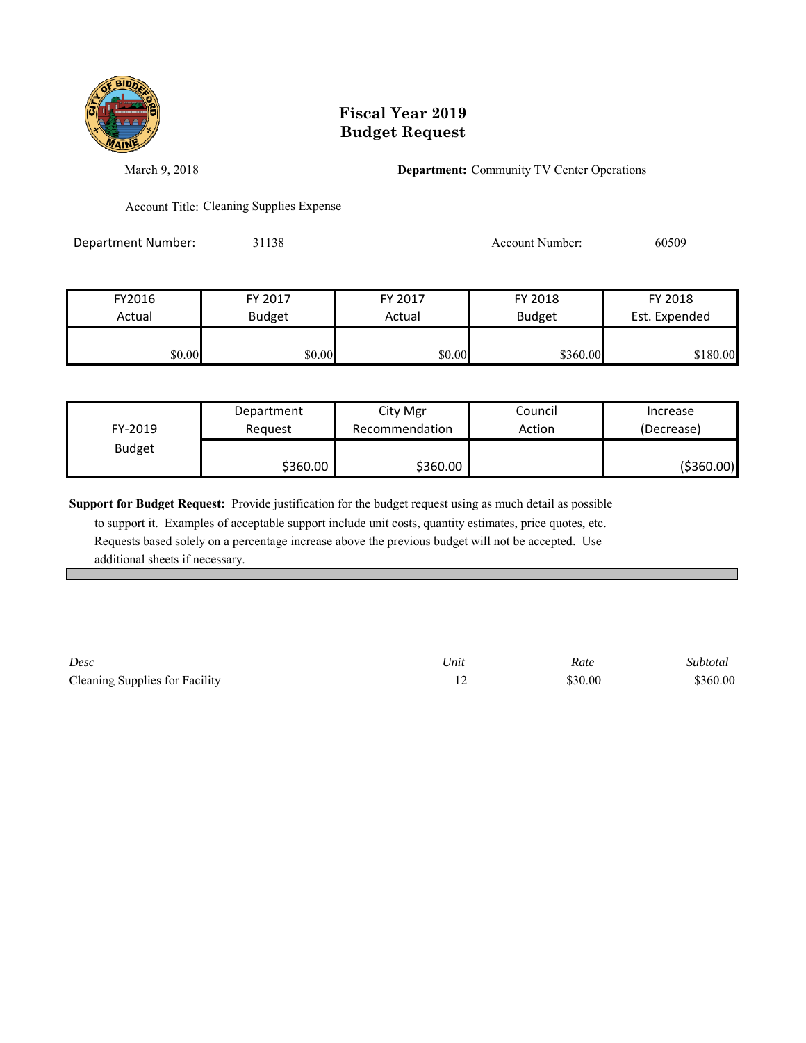# Fiscal Year 2019
# Budget Request

March 9, 2018

**Department:** Community TV Center Operations

Account Title: Cleaning Supplies Expense

Department Number: 31138

Account Number: 60509

| FY2016 Actual | FY 2017 Budget | FY 2017 Actual | FY 2018 Budget | FY 2018 Est. Expended |
|---|---|---|---|---|
| $0.00 | $0.00 | $0.00 | $360.00 | $180.00 |

| FY-2019 Budget | Department Request | City Mgr Recommendation | Council Action | Increase (Decrease) |
|---|---|---|---|---|
| | $360.00 | $360.00 | | ($360.00) |

**Support for Budget Request:** Provide justification for the budget request using as much detail as possible to support it. Examples of acceptable support include unit costs, quantity estimates, price quotes, etc. Requests based solely on a percentage increase above the previous budget will not be accepted. Use additional sheets if necessary.

| *Desc* | *Unit* | *Rate* | *Subtotal* |
|---|---|---|---|
| Cleaning Supplies for Facility | 12 | $30.00 | $360.00 |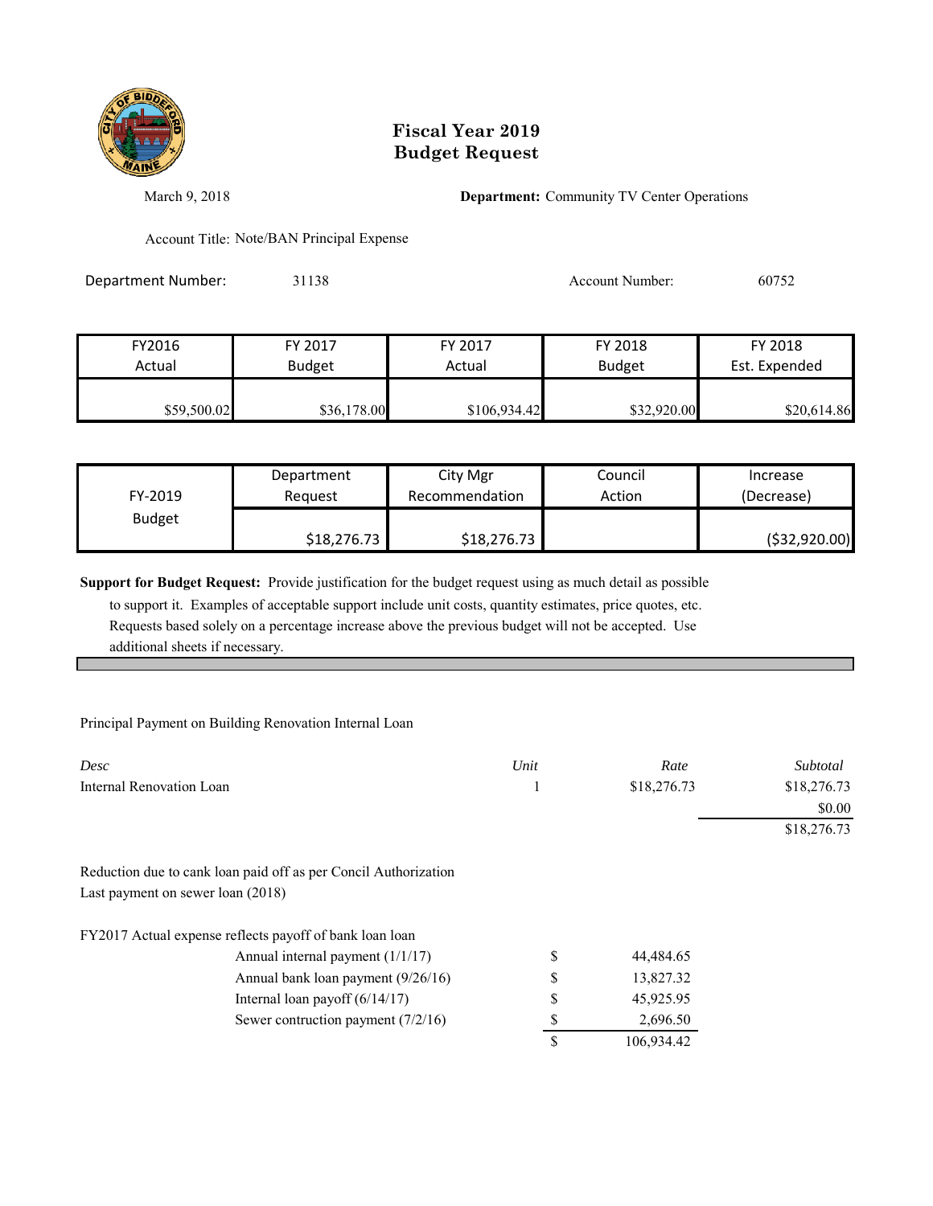# Fiscal Year 2019
# Budget Request

March 9, 2018

**Department:** Community TV Center Operations

Account Title: Note/BAN Principal Expense

Department Number: 31138

Account Number: 60752

| FY2016 Actual | FY 2017 Budget | FY 2017 Actual | FY 2018 Budget | FY 2018 Est. Expended |
|---|---|---|---|---|
| $59,500.02 | $36,178.00 | $106,934.42 | $32,920.00 | $20,614.86 |

| FY-2019 Budget | Department Request | City Mgr Recommendation | Council Action | Increase (Decrease) |
|---|---|---|---|---|
| | $18,276.73 | $18,276.73 | | ($32,920.00) |

**Support for Budget Request:** Provide justification for the budget request using as much detail as possible to support it. Examples of acceptable support include unit costs, quantity estimates, price quotes, etc. Requests based solely on a percentage increase above the previous budget will not be accepted. Use additional sheets if necessary.

Principal Payment on Building Renovation Internal Loan

| *Desc* | *Unit* | *Rate* | *Subtotal* |
|---|---|---|---|
| Internal Renovation Loan | 1 | $18,276.73 | $18,276.73 |
| | | | $0.00 |
| | | | $18,276.73 |

Reduction due to cank loan paid off as per Concil Authorization
Last payment on sewer loan (2018)

FY2017 Actual expense reflects payoff of bank loan loan

| | | |
|---|---|---|
| Annual internal payment (1/1/17) | $ | 44,484.65 |
| Annual bank loan payment (9/26/16) | $ | 13,827.32 |
| Internal loan payoff (6/14/17) | $ | 45,925.95 |
| Sewer contruction payment (7/2/16) | $ | 2,696.50 |
| | $ | 106,934.42 |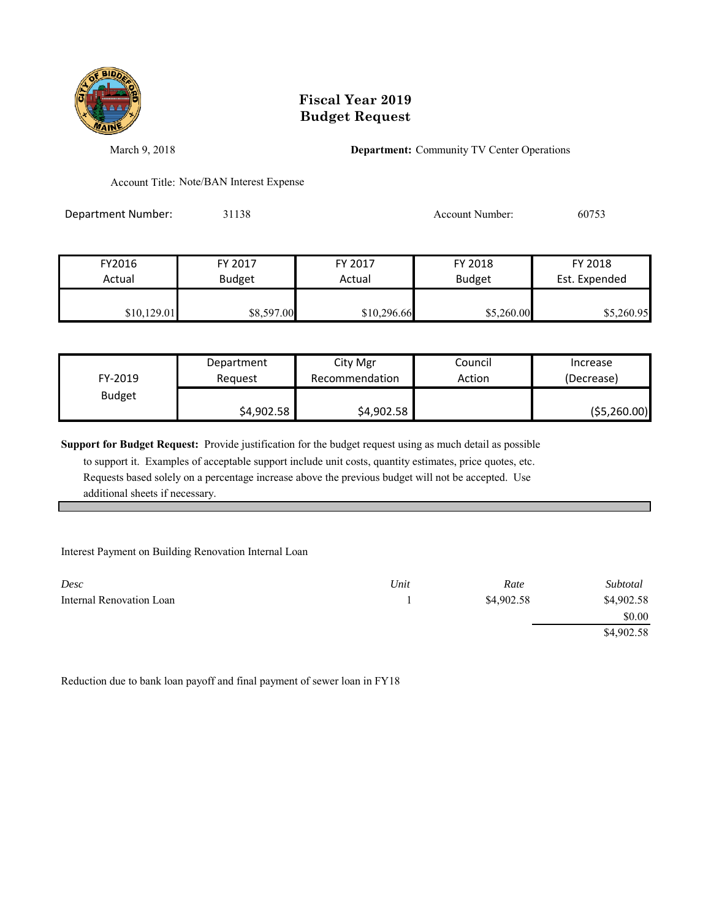# Fiscal Year 2019
# Budget Request

March 9, 2018

**Department:** Community TV Center Operations

Account Title: Note/BAN Interest Expense

Department Number: 31138

Account Number: 60753

| FY2016 Actual | FY 2017 Budget | FY 2017 Actual | FY 2018 Budget | FY 2018 Est. Expended |
|---|---|---|---|---|
| $10,129.01 | $8,597.00 | $10,296.66 | $5,260.00 | $5,260.95 |

| FY-2019 Budget | Department Request | City Mgr Recommendation | Council Action | Increase (Decrease) |
|---|---|---|---|---|
| | $4,902.58 | $4,902.58 | | ($5,260.00) |

**Support for Budget Request:** Provide justification for the budget request using as much detail as possible to support it. Examples of acceptable support include unit costs, quantity estimates, price quotes, etc. Requests based solely on a percentage increase above the previous budget will not be accepted. Use additional sheets if necessary.

Interest Payment on Building Renovation Internal Loan

| *Desc* | *Unit* | *Rate* | *Subtotal* |
|---|---|---|---|
| Internal Renovation Loan | 1 | $4,902.58 | $4,902.58 |
| | | | $0.00 |
| | | | $4,902.58 |

Reduction due to bank loan payoff and final payment of sewer loan in FY18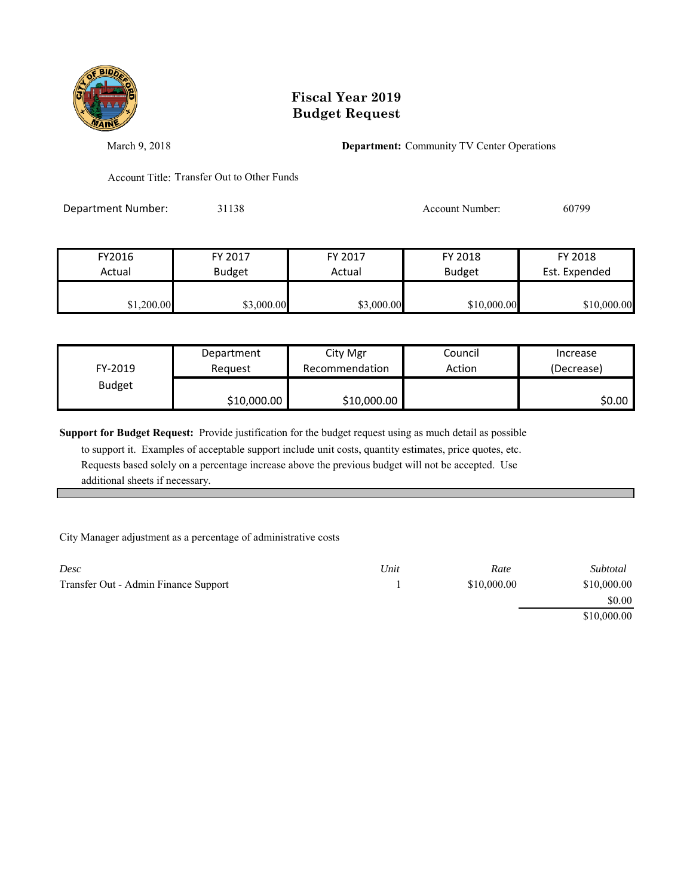# Fiscal Year 2019
# Budget Request

March 9, 2018

**Department:** Community TV Center Operations

Account Title: Transfer Out to Other Funds

Department Number: 31138

Account Number: 60799

| FY2016 Actual | FY 2017 Budget | FY 2017 Actual | FY 2018 Budget | FY 2018 Est. Expended |
|---|---|---|---|---|
| $1,200.00 | $3,000.00 | $3,000.00 | $10,000.00 | $10,000.00 |

| FY-2019 Budget | Department Request | City Mgr Recommendation | Council Action | Increase (Decrease) |
|---|---|---|---|---|
| | $10,000.00 | $10,000.00 | | $0.00 |

**Support for Budget Request:** Provide justification for the budget request using as much detail as possible to support it. Examples of acceptable support include unit costs, quantity estimates, price quotes, etc. Requests based solely on a percentage increase above the previous budget will not be accepted. Use additional sheets if necessary.

City Manager adjustment as a percentage of administrative costs

| *Desc* | *Unit* | *Rate* | *Subtotal* |
|---|---|---|---|
| Transfer Out - Admin Finance Support | 1 | $10,000.00 | $10,000.00 |
| | | | $0.00 |
| | | | $10,000.00 |